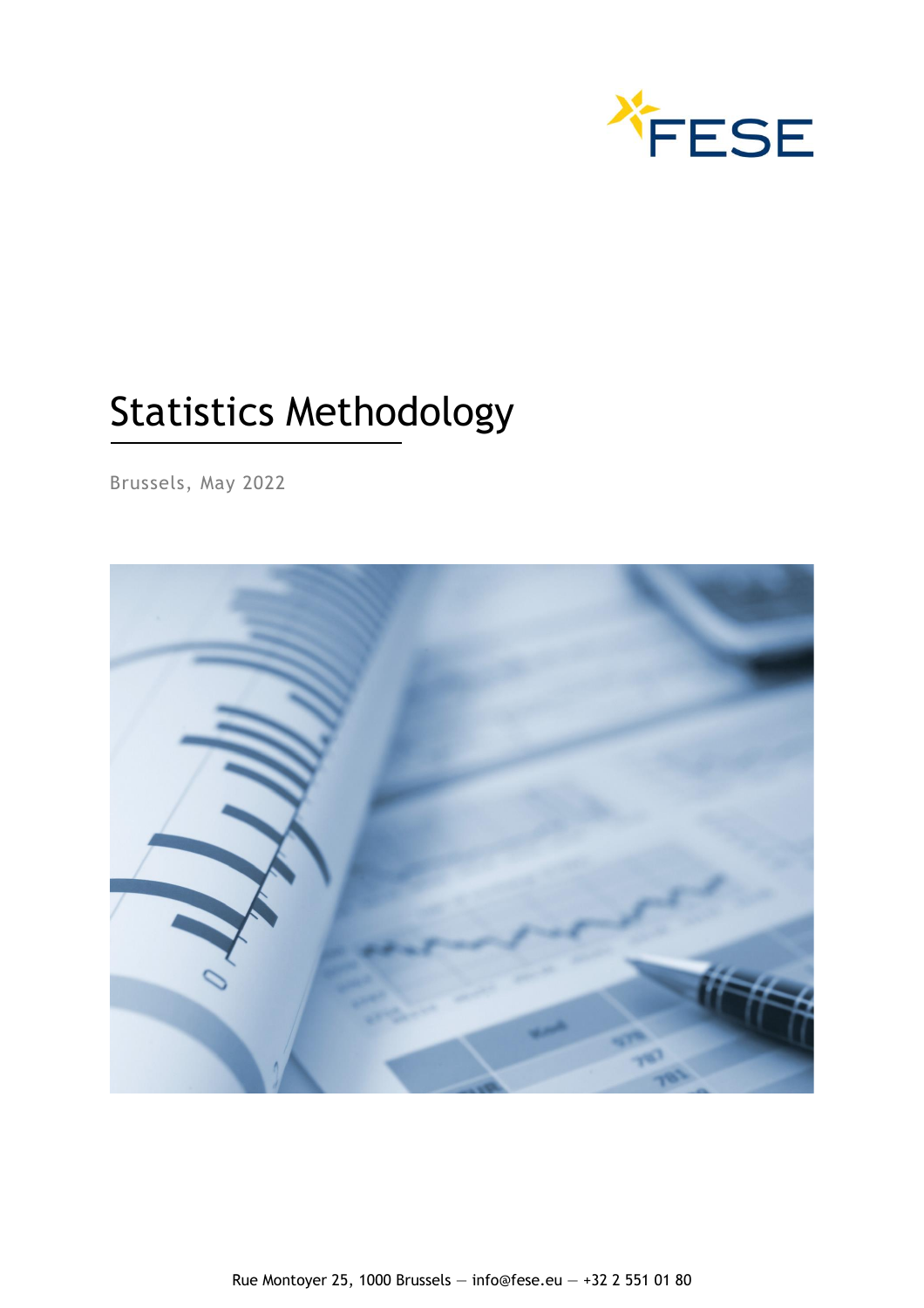FESE

# Statistics Methodology

Brussels, May 2022

Rue Montoyer 25, 1000 Brussels — info@fese.eu — +32 2 551 01 80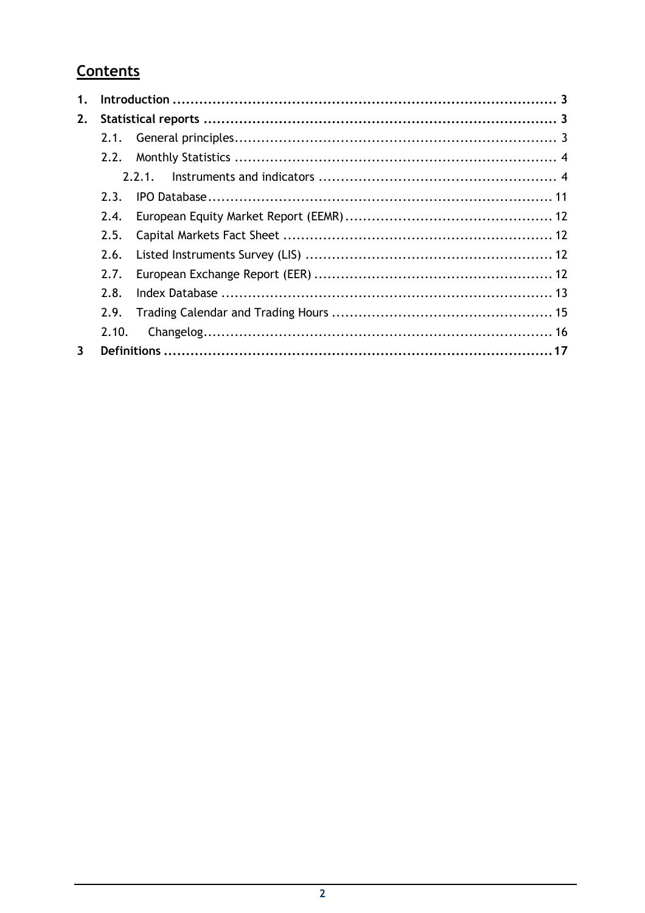## Contents

1. **Introduction** ........................................................................................ 3
2. **Statistical reports** .................................................................................. 3
    - 2.1. General principles.......................................................................... 3
    - 2.2. Monthly Statistics .......................................................................... 4
        - 2.2.1. Instruments and indicators ....................................................... 4
    - 2.3. IPO Database.............................................................................. 11
    - 2.4. European Equity Market Report (EEMR)............................................... 12
    - 2.5. Capital Markets Fact Sheet ............................................................. 12
    - 2.6. Listed Instruments Survey (LIS) ........................................................ 12
    - 2.7. European Exchange Report (EER) ...................................................... 12
    - 2.8. Index Database ........................................................................... 13
    - 2.9. Trading Calendar and Trading Hours .................................................. 15
    - 2.10. Changelog............................................................................... 16
3. **Definitions** ........................................................................................17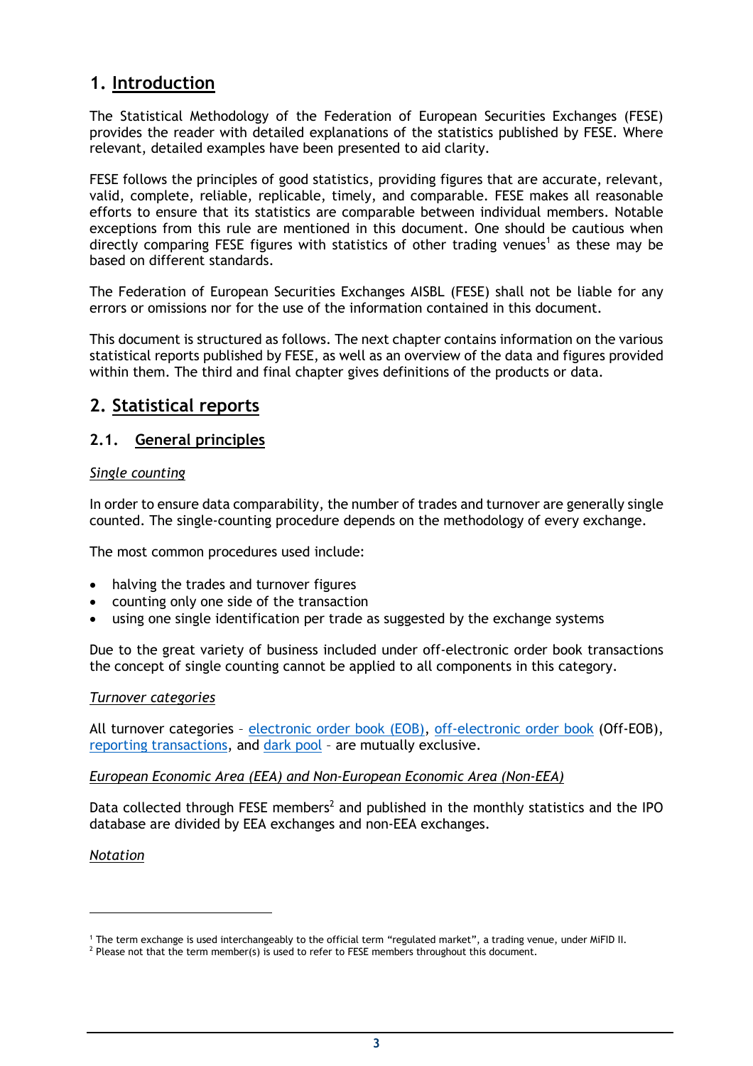# 1. Introduction

The Statistical Methodology of the Federation of European Securities Exchanges (FESE) provides the reader with detailed explanations of the statistics published by FESE. Where relevant, detailed examples have been presented to aid clarity.

FESE follows the principles of good statistics, providing figures that are accurate, relevant, valid, complete, reliable, replicable, timely, and comparable. FESE makes all reasonable efforts to ensure that its statistics are comparable between individual members. Notable exceptions from this rule are mentioned in this document. One should be cautious when directly comparing FESE figures with statistics of other trading venues[1] as these may be based on different standards.

The Federation of European Securities Exchanges AISBL (FESE) shall not be liable for any errors or omissions nor for the use of the information contained in this document.

This document is structured as follows. The next chapter contains information on the various statistical reports published by FESE, as well as an overview of the data and figures provided within them. The third and final chapter gives definitions of the products or data.

# 2. Statistical reports

## 2.1. General principles

*Single counting*

In order to ensure data comparability, the number of trades and turnover are generally single counted. The single-counting procedure depends on the methodology of every exchange.

The most common procedures used include:

- halving the trades and turnover figures
- counting only one side of the transaction
- using one single identification per trade as suggested by the exchange systems

Due to the great variety of business included under off-electronic order book transactions the concept of single counting cannot be applied to all components in this category.

*Turnover categories*

All turnover categories – electronic order book (EOB), off-electronic order book (Off-EOB), reporting transactions, and dark pool – are mutually exclusive.

*European Economic Area (EEA) and Non-European Economic Area (Non-EEA)*

Data collected through FESE members[2] and published in the monthly statistics and the IPO database are divided by EEA exchanges and non-EEA exchanges.

*Notation*

---

[1] The term exchange is used interchangeably to the official term "regulated market", a trading venue, under MiFID II.

[2] Please not that the term member(s) is used to refer to FESE members throughout this document.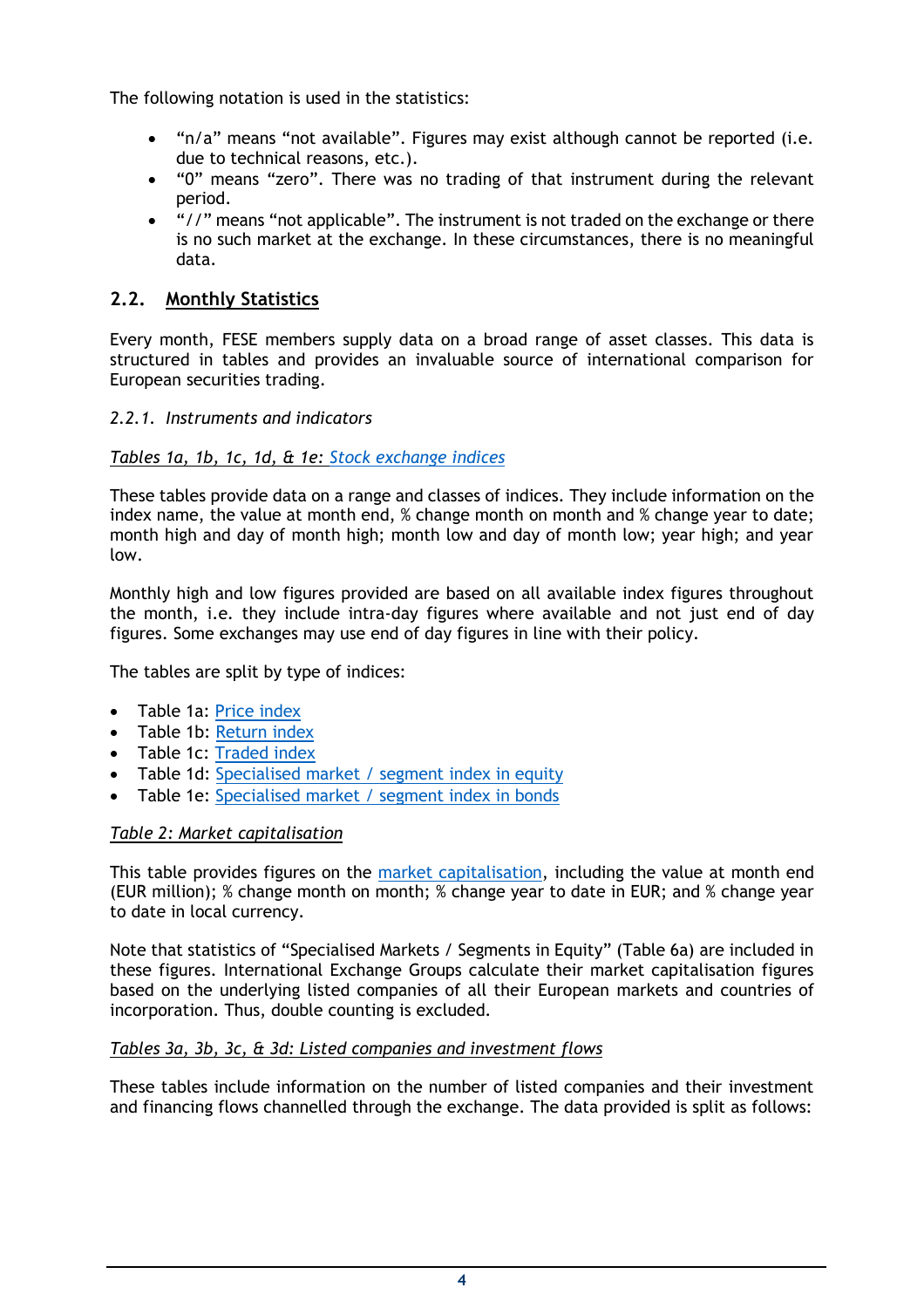The following notation is used in the statistics:

- "n/a" means "not available". Figures may exist although cannot be reported (i.e. due to technical reasons, etc.).
- "0" means "zero". There was no trading of that instrument during the relevant period.
- "//" means "not applicable". The instrument is not traded on the exchange or there is no such market at the exchange. In these circumstances, there is no meaningful data.

## 2.2. Monthly Statistics

Every month, FESE members supply data on a broad range of asset classes. This data is structured in tables and provides an invaluable source of international comparison for European securities trading.

### 2.2.1. Instruments and indicators

*Tables 1a, 1b, 1c, 1d, & 1e: Stock exchange indices*

These tables provide data on a range and classes of indices. They include information on the index name, the value at month end, % change month on month and % change year to date; month high and day of month high; month low and day of month low; year high; and year low.

Monthly high and low figures provided are based on all available index figures throughout the month, i.e. they include intra-day figures where available and not just end of day figures. Some exchanges may use end of day figures in line with their policy.

The tables are split by type of indices:

- Table 1a: Price index
- Table 1b: Return index
- Table 1c: Traded index
- Table 1d: Specialised market / segment index in equity
- Table 1e: Specialised market / segment index in bonds

*Table 2: Market capitalisation*

This table provides figures on the market capitalisation, including the value at month end (EUR million); % change month on month; % change year to date in EUR; and % change year to date in local currency.

Note that statistics of "Specialised Markets / Segments in Equity" (Table 6a) are included in these figures. International Exchange Groups calculate their market capitalisation figures based on the underlying listed companies of all their European markets and countries of incorporation. Thus, double counting is excluded.

*Tables 3a, 3b, 3c, & 3d: Listed companies and investment flows*

These tables include information on the number of listed companies and their investment and financing flows channelled through the exchange. The data provided is split as follows: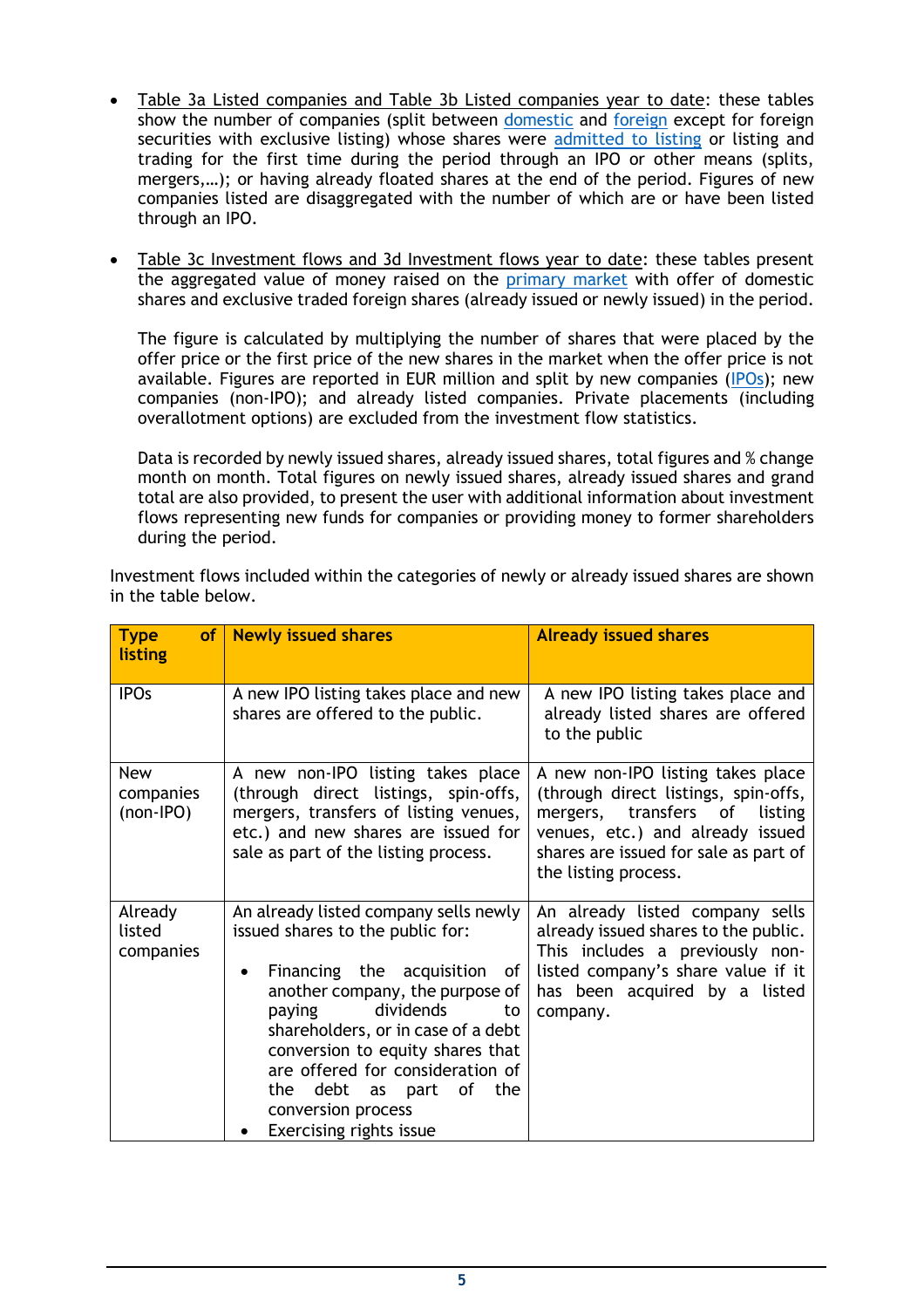- Table 3a Listed companies and Table 3b Listed companies year to date: these tables show the number of companies (split between domestic and foreign except for foreign securities with exclusive listing) whose shares were admitted to listing or listing and trading for the first time during the period through an IPO or other means (splits, mergers,…); or having already floated shares at the end of the period. Figures of new companies listed are disaggregated with the number of which are or have been listed through an IPO.

- Table 3c Investment flows and 3d Investment flows year to date: these tables present the aggregated value of money raised on the primary market with offer of domestic shares and exclusive traded foreign shares (already issued or newly issued) in the period.

  The figure is calculated by multiplying the number of shares that were placed by the offer price or the first price of the new shares in the market when the offer price is not available. Figures are reported in EUR million and split by new companies (IPOs); new companies (non-IPO); and already listed companies. Private placements (including overallotment options) are excluded from the investment flow statistics.

  Data is recorded by newly issued shares, already issued shares, total figures and % change month on month. Total figures on newly issued shares, already issued shares and grand total are also provided, to present the user with additional information about investment flows representing new funds for companies or providing money to former shareholders during the period.

Investment flows included within the categories of newly or already issued shares are shown in the table below.

| Type of listing | Newly issued shares | Already issued shares |
|---|---|---|
| IPOs | A new IPO listing takes place and new shares are offered to the public. | A new IPO listing takes place and already listed shares are offered to the public |
| New companies (non-IPO) | A new non-IPO listing takes place (through direct listings, spin-offs, mergers, transfers of listing venues, etc.) and new shares are issued for sale as part of the listing process. | A new non-IPO listing takes place (through direct listings, spin-offs, mergers, transfers of listing venues, etc.) and already issued shares are issued for sale as part of the listing process. |
| Already listed companies | An already listed company sells newly issued shares to the public for:<br>• Financing the acquisition of another company, the purpose of paying dividends to shareholders, or in case of a debt conversion to equity shares that are offered for consideration of the debt as part of the conversion process<br>• Exercising rights issue | An already listed company sells already issued shares to the public. This includes a previously non-listed company's share value if it has been acquired by a listed company. |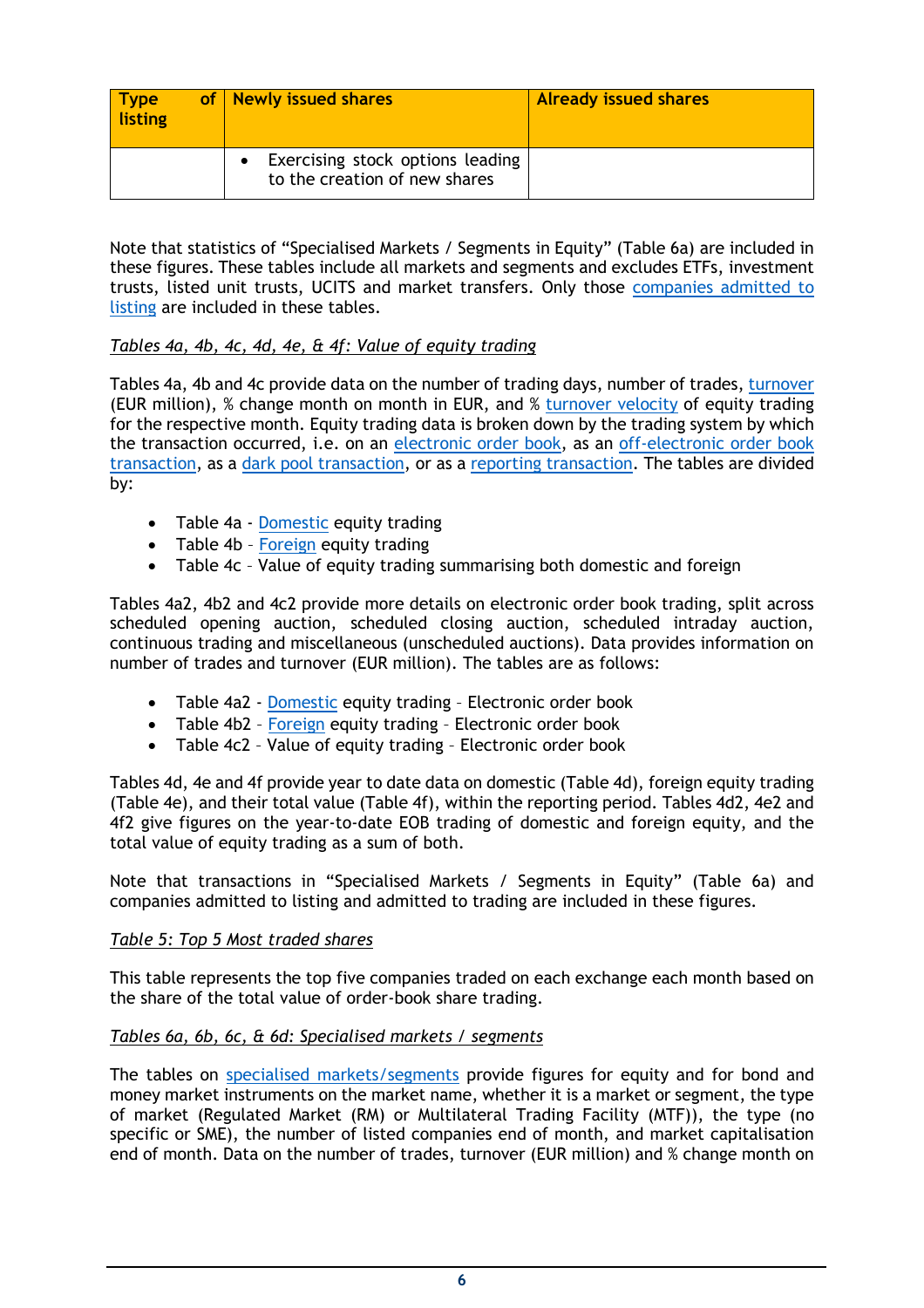| Type of listing | Newly issued shares | Already issued shares |
|---|---|---|
| | • Exercising stock options leading to the creation of new shares | |

Note that statistics of "Specialised Markets / Segments in Equity" (Table 6a) are included in these figures. These tables include all markets and segments and excludes ETFs, investment trusts, listed unit trusts, UCITS and market transfers. Only those companies admitted to listing are included in these tables.

*Tables 4a, 4b, 4c, 4d, 4e, & 4f: Value of equity trading*

Tables 4a, 4b and 4c provide data on the number of trading days, number of trades, turnover (EUR million), % change month on month in EUR, and % turnover velocity of equity trading for the respective month. Equity trading data is broken down by the trading system by which the transaction occurred, i.e. on an electronic order book, as an off-electronic order book transaction, as a dark pool transaction, or as a reporting transaction. The tables are divided by:

- Table 4a - Domestic equity trading
- Table 4b – Foreign equity trading
- Table 4c – Value of equity trading summarising both domestic and foreign

Tables 4a2, 4b2 and 4c2 provide more details on electronic order book trading, split across scheduled opening auction, scheduled closing auction, scheduled intraday auction, continuous trading and miscellaneous (unscheduled auctions). Data provides information on number of trades and turnover (EUR million). The tables are as follows:

- Table 4a2 - Domestic equity trading – Electronic order book
- Table 4b2 – Foreign equity trading – Electronic order book
- Table 4c2 – Value of equity trading – Electronic order book

Tables 4d, 4e and 4f provide year to date data on domestic (Table 4d), foreign equity trading (Table 4e), and their total value (Table 4f), within the reporting period. Tables 4d2, 4e2 and 4f2 give figures on the year-to-date EOB trading of domestic and foreign equity, and the total value of equity trading as a sum of both.

Note that transactions in "Specialised Markets / Segments in Equity" (Table 6a) and companies admitted to listing and admitted to trading are included in these figures.

*Table 5: Top 5 Most traded shares*

This table represents the top five companies traded on each exchange each month based on the share of the total value of order-book share trading.

*Tables 6a, 6b, 6c, & 6d: Specialised markets / segments*

The tables on specialised markets/segments provide figures for equity and for bond and money market instruments on the market name, whether it is a market or segment, the type of market (Regulated Market (RM) or Multilateral Trading Facility (MTF)), the type (no specific or SME), the number of listed companies end of month, and market capitalisation end of month. Data on the number of trades, turnover (EUR million) and % change month on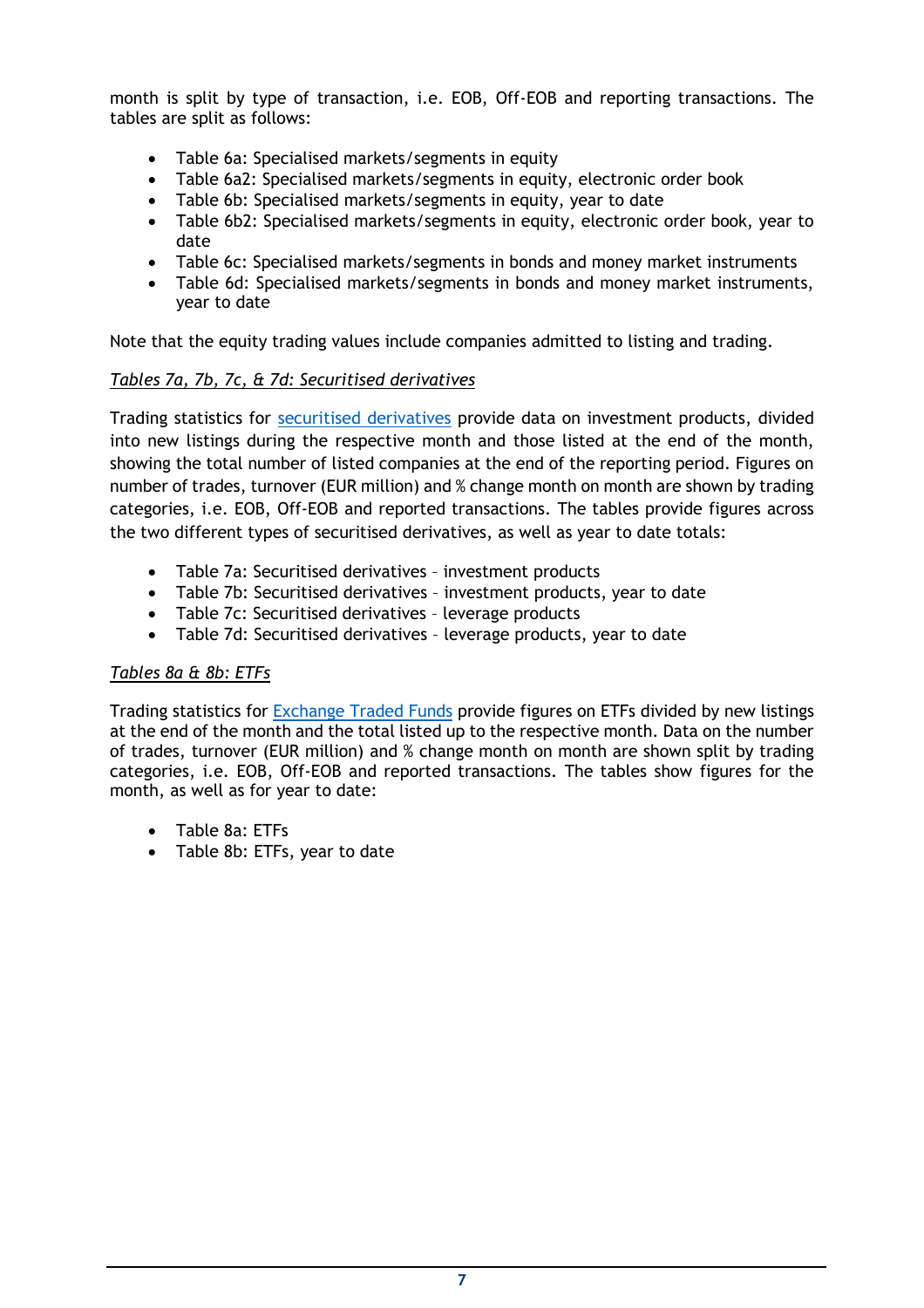month is split by type of transaction, i.e. EOB, Off-EOB and reporting transactions. The tables are split as follows:

- Table 6a: Specialised markets/segments in equity
- Table 6a2: Specialised markets/segments in equity, electronic order book
- Table 6b: Specialised markets/segments in equity, year to date
- Table 6b2: Specialised markets/segments in equity, electronic order book, year to date
- Table 6c: Specialised markets/segments in bonds and money market instruments
- Table 6d: Specialised markets/segments in bonds and money market instruments, year to date

Note that the equity trading values include companies admitted to listing and trading.

*Tables 7a, 7b, 7c, & 7d: Securitised derivatives*

Trading statistics for securitised derivatives provide data on investment products, divided into new listings during the respective month and those listed at the end of the month, showing the total number of listed companies at the end of the reporting period. Figures on number of trades, turnover (EUR million) and % change month on month are shown by trading categories, i.e. EOB, Off-EOB and reported transactions. The tables provide figures across the two different types of securitised derivatives, as well as year to date totals:

- Table 7a: Securitised derivatives – investment products
- Table 7b: Securitised derivatives – investment products, year to date
- Table 7c: Securitised derivatives – leverage products
- Table 7d: Securitised derivatives – leverage products, year to date

*Tables 8a & 8b: ETFs*

Trading statistics for Exchange Traded Funds provide figures on ETFs divided by new listings at the end of the month and the total listed up to the respective month. Data on the number of trades, turnover (EUR million) and % change month on month are shown split by trading categories, i.e. EOB, Off-EOB and reported transactions. The tables show figures for the month, as well as for year to date:

- Table 8a: ETFs
- Table 8b: ETFs, year to date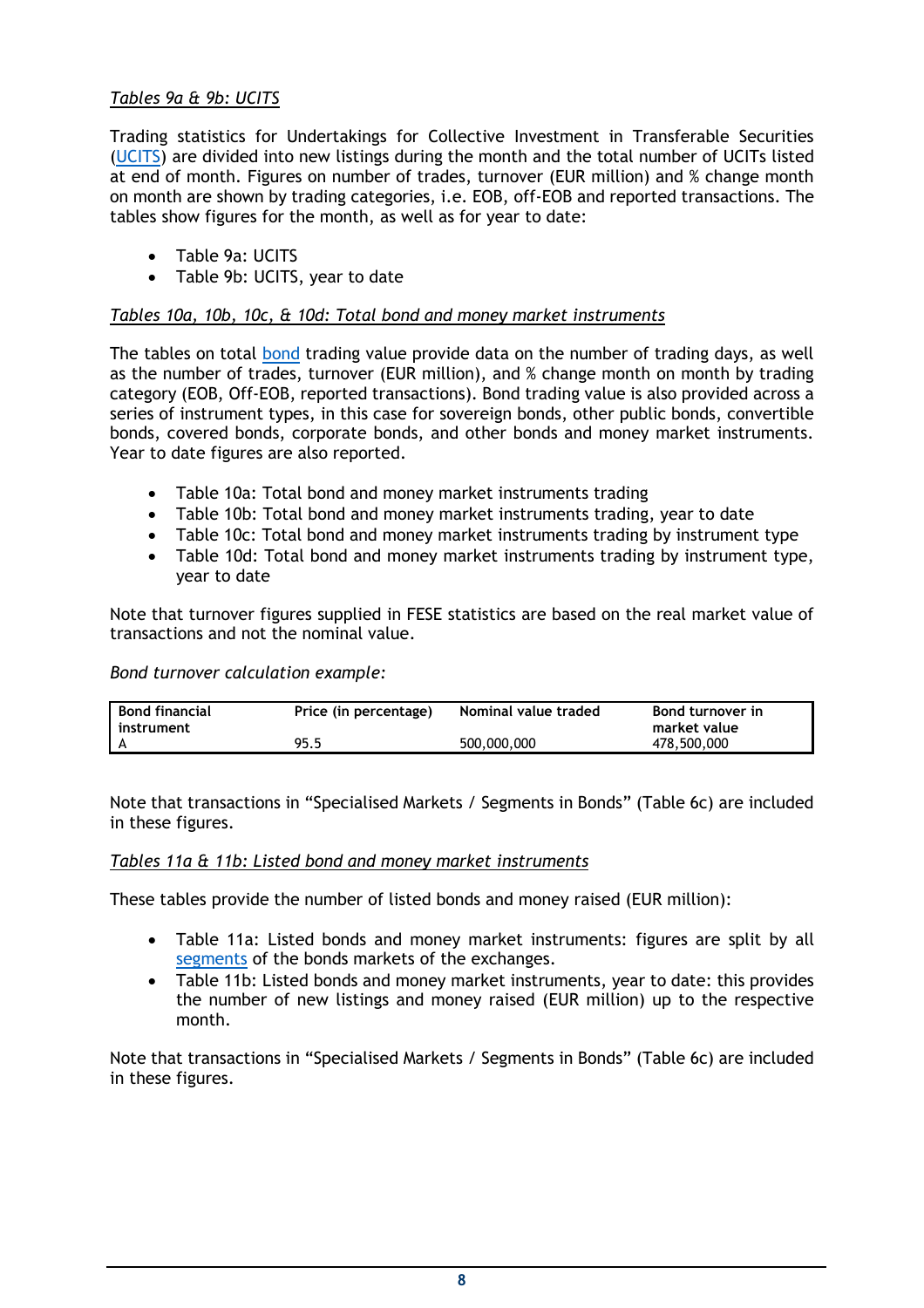*Tables 9a & 9b: UCITS*

Trading statistics for Undertakings for Collective Investment in Transferable Securities (UCITS) are divided into new listings during the month and the total number of UCITs listed at end of month. Figures on number of trades, turnover (EUR million) and % change month on month are shown by trading categories, i.e. EOB, off-EOB and reported transactions. The tables show figures for the month, as well as for year to date:

- Table 9a: UCITS
- Table 9b: UCITS, year to date

*Tables 10a, 10b, 10c, & 10d: Total bond and money market instruments*

The tables on total bond trading value provide data on the number of trading days, as well as the number of trades, turnover (EUR million), and % change month on month by trading category (EOB, Off-EOB, reported transactions). Bond trading value is also provided across a series of instrument types, in this case for sovereign bonds, other public bonds, convertible bonds, covered bonds, corporate bonds, and other bonds and money market instruments. Year to date figures are also reported.

- Table 10a: Total bond and money market instruments trading
- Table 10b: Total bond and money market instruments trading, year to date
- Table 10c: Total bond and money market instruments trading by instrument type
- Table 10d: Total bond and money market instruments trading by instrument type, year to date

Note that turnover figures supplied in FESE statistics are based on the real market value of transactions and not the nominal value.

*Bond turnover calculation example:*

| Bond financial instrument | Price (in percentage) | Nominal value traded | Bond turnover in market value |
|---|---|---|---|
| A | 95.5 | 500,000,000 | 478,500,000 |

Note that transactions in "Specialised Markets / Segments in Bonds" (Table 6c) are included in these figures.

*Tables 11a & 11b: Listed bond and money market instruments*

These tables provide the number of listed bonds and money raised (EUR million):

- Table 11a: Listed bonds and money market instruments: figures are split by all segments of the bonds markets of the exchanges.
- Table 11b: Listed bonds and money market instruments, year to date: this provides the number of new listings and money raised (EUR million) up to the respective month.

Note that transactions in "Specialised Markets / Segments in Bonds" (Table 6c) are included in these figures.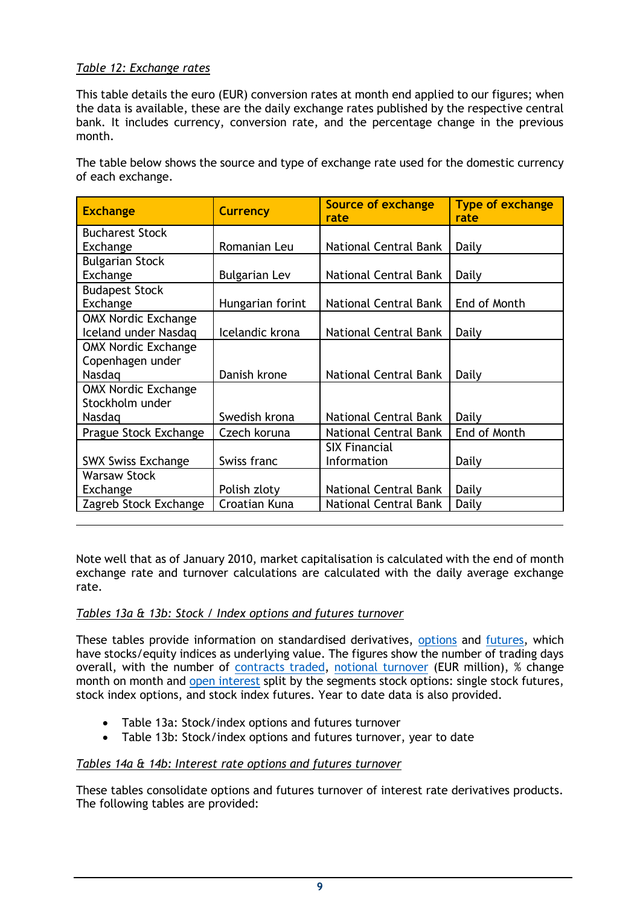*Table 12: Exchange rates*

This table details the euro (EUR) conversion rates at month end applied to our figures; when the data is available, these are the daily exchange rates published by the respective central bank. It includes currency, conversion rate, and the percentage change in the previous month.

The table below shows the source and type of exchange rate used for the domestic currency of each exchange.

| Exchange | Currency | Source of exchange rate | Type of exchange rate |
|---|---|---|---|
| Bucharest Stock Exchange | Romanian Leu | National Central Bank | Daily |
| Bulgarian Stock Exchange | Bulgarian Lev | National Central Bank | Daily |
| Budapest Stock Exchange | Hungarian forint | National Central Bank | End of Month |
| OMX Nordic Exchange Iceland under Nasdaq | Icelandic krona | National Central Bank | Daily |
| OMX Nordic Exchange Copenhagen under Nasdaq | Danish krone | National Central Bank | Daily |
| OMX Nordic Exchange Stockholm under Nasdaq | Swedish krona | National Central Bank | Daily |
| Prague Stock Exchange | Czech koruna | National Central Bank | End of Month |
| SWX Swiss Exchange | Swiss franc | SIX Financial Information | Daily |
| Warsaw Stock Exchange | Polish zloty | National Central Bank | Daily |
| Zagreb Stock Exchange | Croatian Kuna | National Central Bank | Daily |

Note well that as of January 2010, market capitalisation is calculated with the end of month exchange rate and turnover calculations are calculated with the daily average exchange rate.

*Tables 13a & 13b: Stock / Index options and futures turnover*

These tables provide information on standardised derivatives, options and futures, which have stocks/equity indices as underlying value. The figures show the number of trading days overall, with the number of contracts traded, notional turnover (EUR million), % change month on month and open interest split by the segments stock options: single stock futures, stock index options, and stock index futures. Year to date data is also provided.

- Table 13a: Stock/index options and futures turnover
- Table 13b: Stock/index options and futures turnover, year to date

*Tables 14a & 14b: Interest rate options and futures turnover*

These tables consolidate options and futures turnover of interest rate derivatives products. The following tables are provided: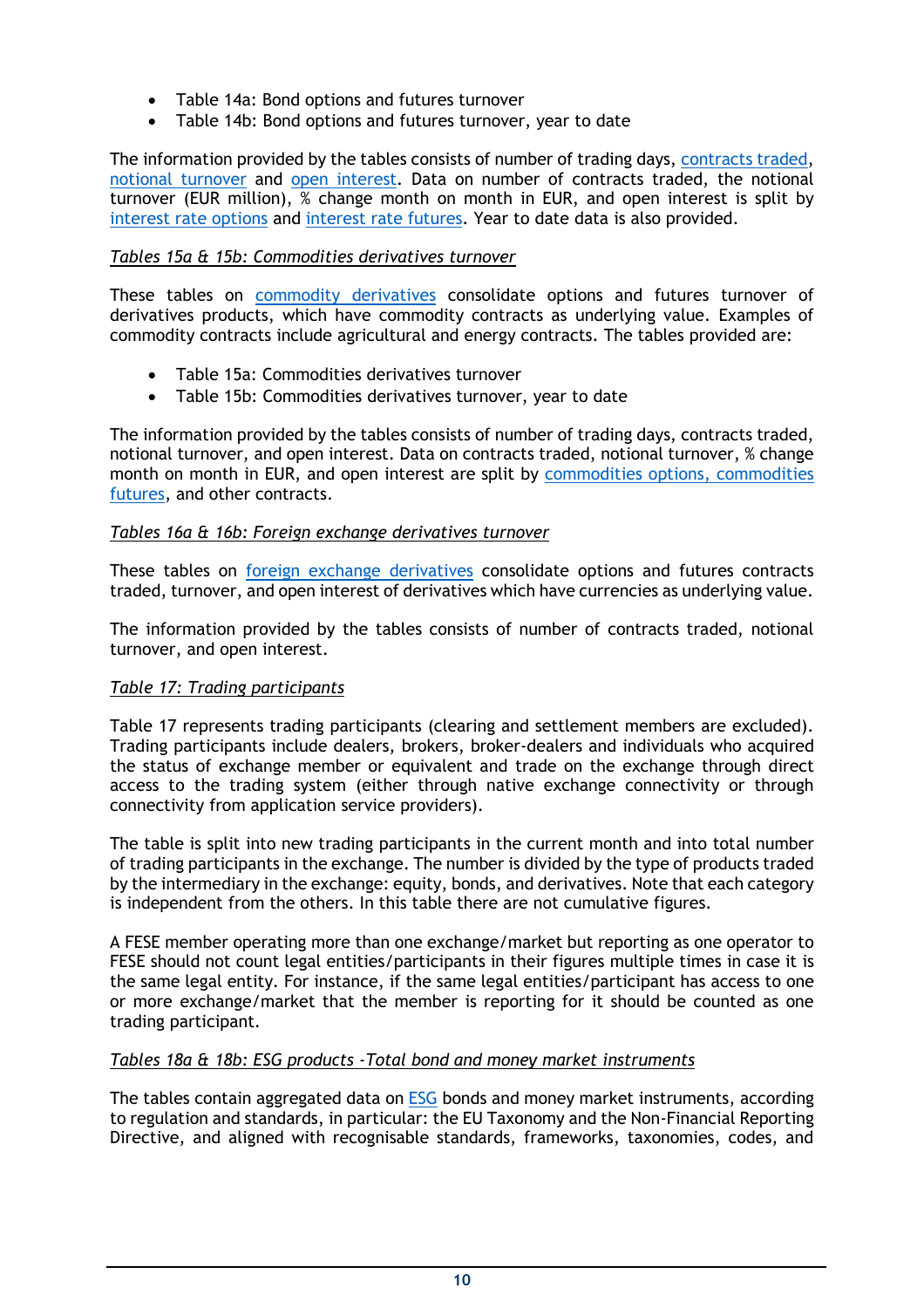- Table 14a: Bond options and futures turnover
- Table 14b: Bond options and futures turnover, year to date

The information provided by the tables consists of number of trading days, contracts traded, notional turnover and open interest. Data on number of contracts traded, the notional turnover (EUR million), % change month on month in EUR, and open interest is split by interest rate options and interest rate futures. Year to date data is also provided.

*Tables 15a & 15b: Commodities derivatives turnover*

These tables on commodity derivatives consolidate options and futures turnover of derivatives products, which have commodity contracts as underlying value. Examples of commodity contracts include agricultural and energy contracts. The tables provided are:

- Table 15a: Commodities derivatives turnover
- Table 15b: Commodities derivatives turnover, year to date

The information provided by the tables consists of number of trading days, contracts traded, notional turnover, and open interest. Data on contracts traded, notional turnover, % change month on month in EUR, and open interest are split by commodities options, commodities futures, and other contracts.

*Tables 16a & 16b: Foreign exchange derivatives turnover*

These tables on foreign exchange derivatives consolidate options and futures contracts traded, turnover, and open interest of derivatives which have currencies as underlying value.

The information provided by the tables consists of number of contracts traded, notional turnover, and open interest.

*Table 17: Trading participants*

Table 17 represents trading participants (clearing and settlement members are excluded). Trading participants include dealers, brokers, broker-dealers and individuals who acquired the status of exchange member or equivalent and trade on the exchange through direct access to the trading system (either through native exchange connectivity or through connectivity from application service providers).

The table is split into new trading participants in the current month and into total number of trading participants in the exchange. The number is divided by the type of products traded by the intermediary in the exchange: equity, bonds, and derivatives. Note that each category is independent from the others. In this table there are not cumulative figures.

A FESE member operating more than one exchange/market but reporting as one operator to FESE should not count legal entities/participants in their figures multiple times in case it is the same legal entity. For instance, if the same legal entities/participant has access to one or more exchange/market that the member is reporting for it should be counted as one trading participant.

*Tables 18a & 18b: ESG products -Total bond and money market instruments*

The tables contain aggregated data on ESG bonds and money market instruments, according to regulation and standards, in particular: the EU Taxonomy and the Non-Financial Reporting Directive, and aligned with recognisable standards, frameworks, taxonomies, codes, and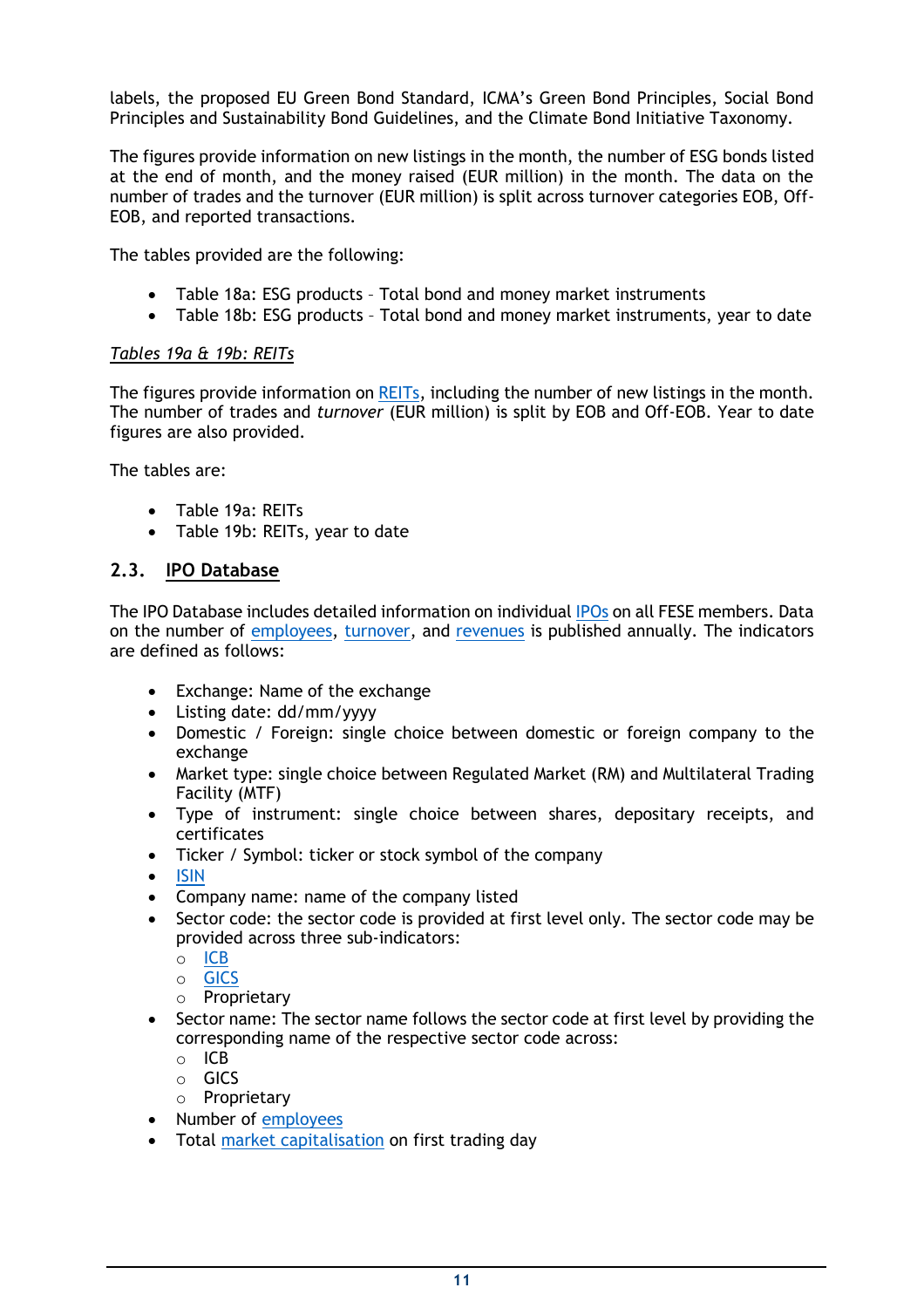labels, the proposed EU Green Bond Standard, ICMA's Green Bond Principles, Social Bond Principles and Sustainability Bond Guidelines, and the Climate Bond Initiative Taxonomy.

The figures provide information on new listings in the month, the number of ESG bonds listed at the end of month, and the money raised (EUR million) in the month. The data on the number of trades and the turnover (EUR million) is split across turnover categories EOB, Off-EOB, and reported transactions.

The tables provided are the following:

- Table 18a: ESG products – Total bond and money market instruments
- Table 18b: ESG products – Total bond and money market instruments, year to date

*Tables 19a & 19b: REITs*

The figures provide information on REITs, including the number of new listings in the month. The number of trades and *turnover* (EUR million) is split by EOB and Off-EOB. Year to date figures are also provided.

The tables are:

- Table 19a: REITs
- Table 19b: REITs, year to date

## 2.3. IPO Database

The IPO Database includes detailed information on individual IPOs on all FESE members. Data on the number of employees, turnover, and revenues is published annually. The indicators are defined as follows:

- Exchange: Name of the exchange
- Listing date: dd/mm/yyyy
- Domestic / Foreign: single choice between domestic or foreign company to the exchange
- Market type: single choice between Regulated Market (RM) and Multilateral Trading Facility (MTF)
- Type of instrument: single choice between shares, depositary receipts, and certificates
- Ticker / Symbol: ticker or stock symbol of the company
- ISIN
- Company name: name of the company listed
- Sector code: the sector code is provided at first level only. The sector code may be provided across three sub-indicators:
  - ICB
  - GICS
  - Proprietary
- Sector name: The sector name follows the sector code at first level by providing the corresponding name of the respective sector code across:
  - ICB
  - GICS
  - Proprietary
- Number of employees
- Total market capitalisation on first trading day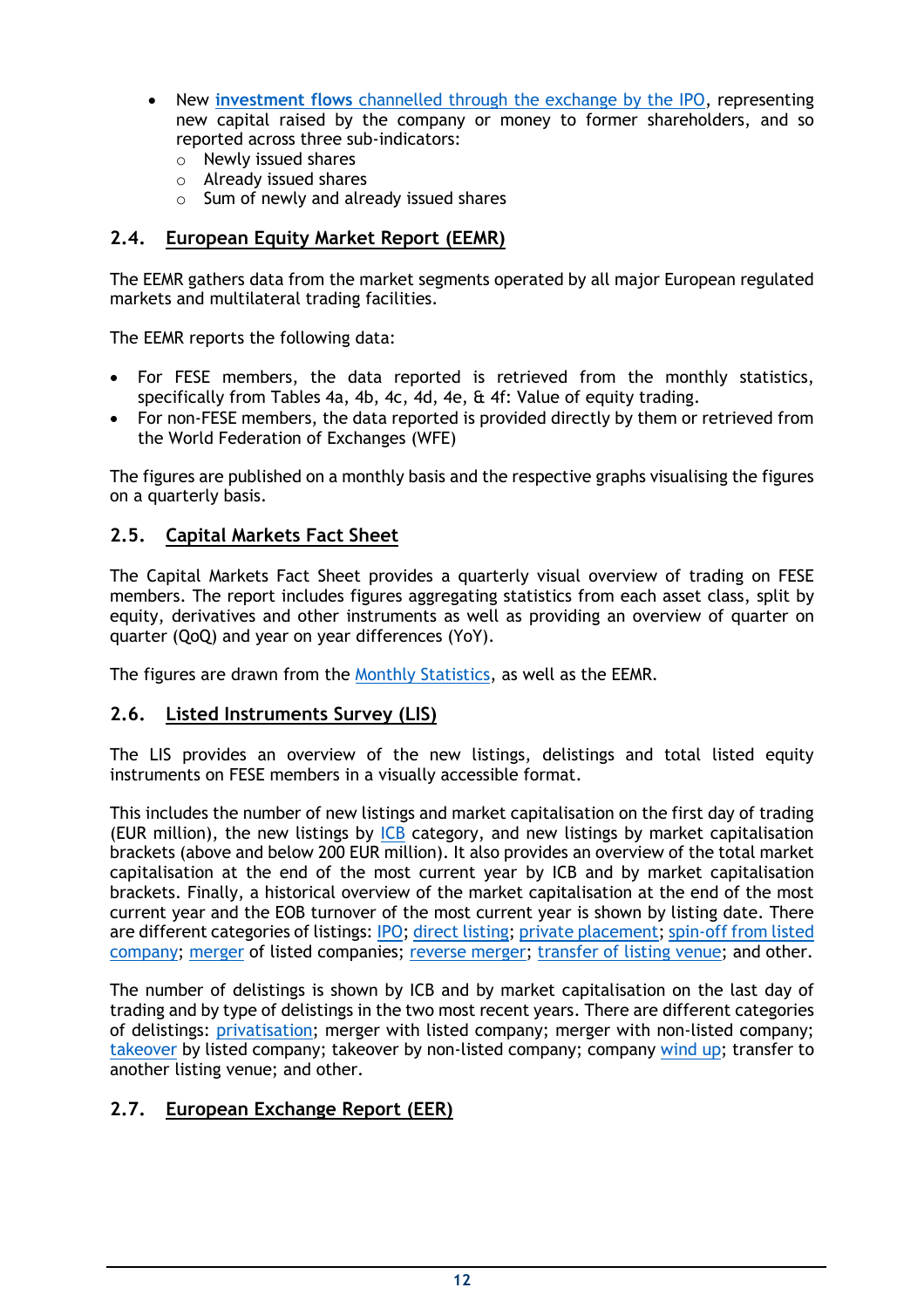- New **investment flows** channelled through the exchange by the IPO, representing new capital raised by the company or money to former shareholders, and so reported across three sub-indicators:
  - Newly issued shares
  - Already issued shares
  - Sum of newly and already issued shares

## 2.4. European Equity Market Report (EEMR)

The EEMR gathers data from the market segments operated by all major European regulated markets and multilateral trading facilities.

The EEMR reports the following data:

- For FESE members, the data reported is retrieved from the monthly statistics, specifically from Tables 4a, 4b, 4c, 4d, 4e, & 4f: Value of equity trading.
- For non-FESE members, the data reported is provided directly by them or retrieved from the World Federation of Exchanges (WFE)

The figures are published on a monthly basis and the respective graphs visualising the figures on a quarterly basis.

## 2.5. Capital Markets Fact Sheet

The Capital Markets Fact Sheet provides a quarterly visual overview of trading on FESE members. The report includes figures aggregating statistics from each asset class, split by equity, derivatives and other instruments as well as providing an overview of quarter on quarter (QoQ) and year on year differences (YoY).

The figures are drawn from the Monthly Statistics, as well as the EEMR.

## 2.6. Listed Instruments Survey (LIS)

The LIS provides an overview of the new listings, delistings and total listed equity instruments on FESE members in a visually accessible format.

This includes the number of new listings and market capitalisation on the first day of trading (EUR million), the new listings by ICB category, and new listings by market capitalisation brackets (above and below 200 EUR million). It also provides an overview of the total market capitalisation at the end of the most current year by ICB and by market capitalisation brackets. Finally, a historical overview of the market capitalisation at the end of the most current year and the EOB turnover of the most current year is shown by listing date. There are different categories of listings: IPO; direct listing; private placement; spin-off from listed company; merger of listed companies; reverse merger; transfer of listing venue; and other.

The number of delistings is shown by ICB and by market capitalisation on the last day of trading and by type of delistings in the two most recent years. There are different categories of delistings: privatisation; merger with listed company; merger with non-listed company; takeover by listed company; takeover by non-listed company; company wind up; transfer to another listing venue; and other.

## 2.7. European Exchange Report (EER)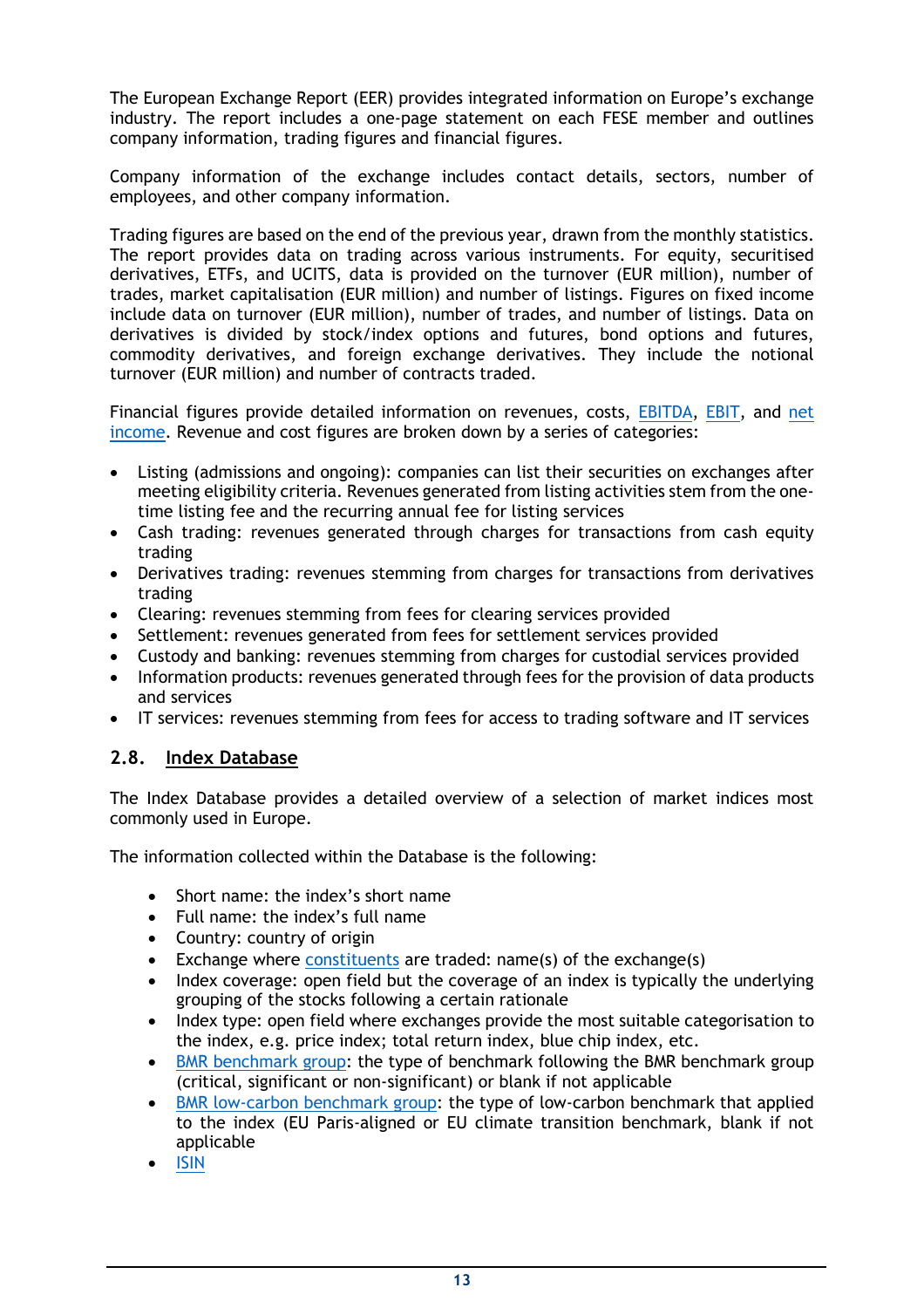The European Exchange Report (EER) provides integrated information on Europe's exchange industry. The report includes a one-page statement on each FESE member and outlines company information, trading figures and financial figures.

Company information of the exchange includes contact details, sectors, number of employees, and other company information.

Trading figures are based on the end of the previous year, drawn from the monthly statistics. The report provides data on trading across various instruments. For equity, securitised derivatives, ETFs, and UCITS, data is provided on the turnover (EUR million), number of trades, market capitalisation (EUR million) and number of listings. Figures on fixed income include data on turnover (EUR million), number of trades, and number of listings. Data on derivatives is divided by stock/index options and futures, bond options and futures, commodity derivatives, and foreign exchange derivatives. They include the notional turnover (EUR million) and number of contracts traded.

Financial figures provide detailed information on revenues, costs, EBITDA, EBIT, and net income. Revenue and cost figures are broken down by a series of categories:

- Listing (admissions and ongoing): companies can list their securities on exchanges after meeting eligibility criteria. Revenues generated from listing activities stem from the one-time listing fee and the recurring annual fee for listing services
- Cash trading: revenues generated through charges for transactions from cash equity trading
- Derivatives trading: revenues stemming from charges for transactions from derivatives trading
- Clearing: revenues stemming from fees for clearing services provided
- Settlement: revenues generated from fees for settlement services provided
- Custody and banking: revenues stemming from charges for custodial services provided
- Information products: revenues generated through fees for the provision of data products and services
- IT services: revenues stemming from fees for access to trading software and IT services

## 2.8. Index Database

The Index Database provides a detailed overview of a selection of market indices most commonly used in Europe.

The information collected within the Database is the following:

- Short name: the index's short name
- Full name: the index's full name
- Country: country of origin
- Exchange where constituents are traded: name(s) of the exchange(s)
- Index coverage: open field but the coverage of an index is typically the underlying grouping of the stocks following a certain rationale
- Index type: open field where exchanges provide the most suitable categorisation to the index, e.g. price index; total return index, blue chip index, etc.
- BMR benchmark group: the type of benchmark following the BMR benchmark group (critical, significant or non-significant) or blank if not applicable
- BMR low-carbon benchmark group: the type of low-carbon benchmark that applied to the index (EU Paris-aligned or EU climate transition benchmark, blank if not applicable
- ISIN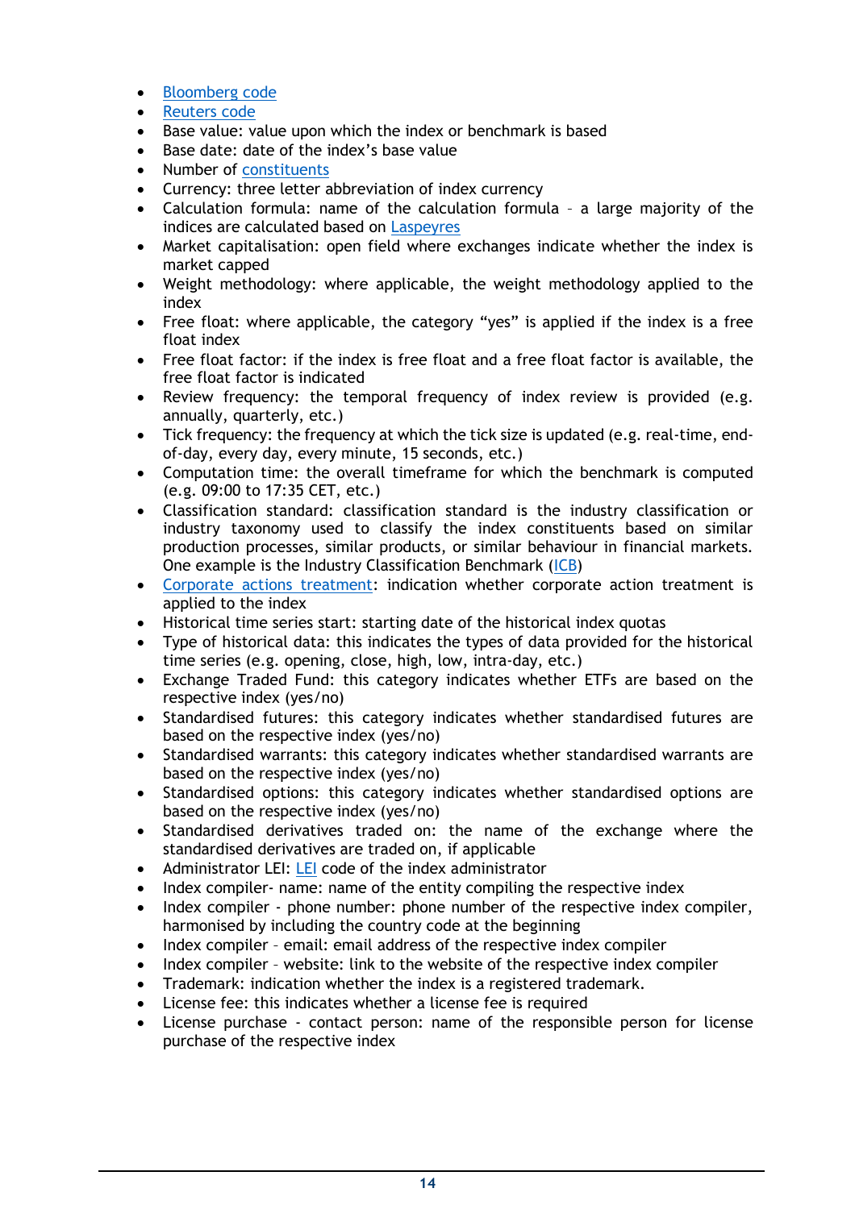- Bloomberg code
- Reuters code
- Base value: value upon which the index or benchmark is based
- Base date: date of the index's base value
- Number of constituents
- Currency: three letter abbreviation of index currency
- Calculation formula: name of the calculation formula – a large majority of the indices are calculated based on Laspeyres
- Market capitalisation: open field where exchanges indicate whether the index is market capped
- Weight methodology: where applicable, the weight methodology applied to the index
- Free float: where applicable, the category "yes" is applied if the index is a free float index
- Free float factor: if the index is free float and a free float factor is available, the free float factor is indicated
- Review frequency: the temporal frequency of index review is provided (e.g. annually, quarterly, etc.)
- Tick frequency: the frequency at which the tick size is updated (e.g. real-time, end-of-day, every day, every minute, 15 seconds, etc.)
- Computation time: the overall timeframe for which the benchmark is computed (e.g. 09:00 to 17:35 CET, etc.)
- Classification standard: classification standard is the industry classification or industry taxonomy used to classify the index constituents based on similar production processes, similar products, or similar behaviour in financial markets. One example is the Industry Classification Benchmark (ICB)
- Corporate actions treatment: indication whether corporate action treatment is applied to the index
- Historical time series start: starting date of the historical index quotas
- Type of historical data: this indicates the types of data provided for the historical time series (e.g. opening, close, high, low, intra-day, etc.)
- Exchange Traded Fund: this category indicates whether ETFs are based on the respective index (yes/no)
- Standardised futures: this category indicates whether standardised futures are based on the respective index (yes/no)
- Standardised warrants: this category indicates whether standardised warrants are based on the respective index (yes/no)
- Standardised options: this category indicates whether standardised options are based on the respective index (yes/no)
- Standardised derivatives traded on: the name of the exchange where the standardised derivatives are traded on, if applicable
- Administrator LEI: LEI code of the index administrator
- Index compiler- name: name of the entity compiling the respective index
- Index compiler - phone number: phone number of the respective index compiler, harmonised by including the country code at the beginning
- Index compiler – email: email address of the respective index compiler
- Index compiler – website: link to the website of the respective index compiler
- Trademark: indication whether the index is a registered trademark.
- License fee: this indicates whether a license fee is required
- License purchase - contact person: name of the responsible person for license purchase of the respective index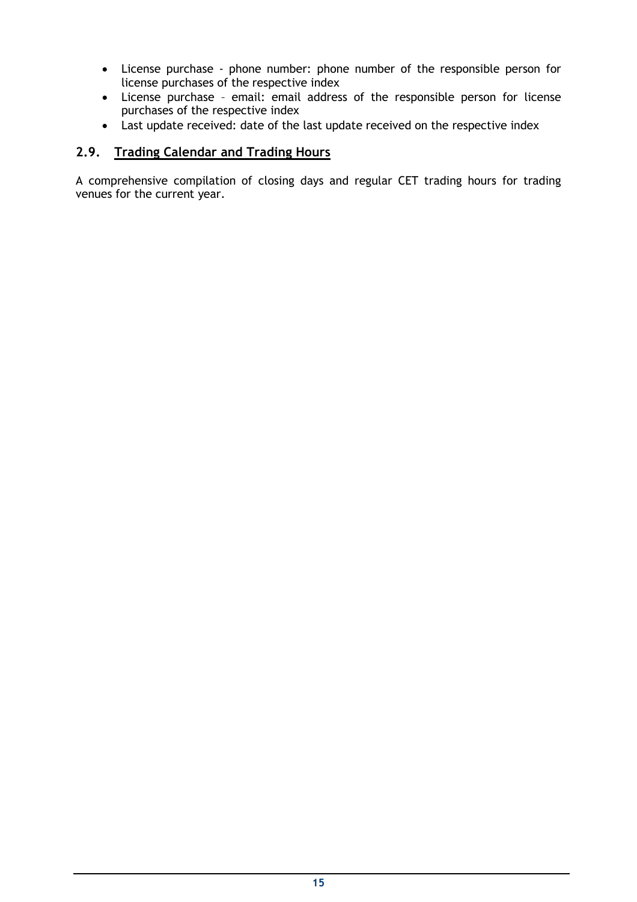- License purchase - phone number: phone number of the responsible person for license purchases of the respective index
- License purchase – email: email address of the responsible person for license purchases of the respective index
- Last update received: date of the last update received on the respective index

## 2.9. Trading Calendar and Trading Hours

A comprehensive compilation of closing days and regular CET trading hours for trading venues for the current year.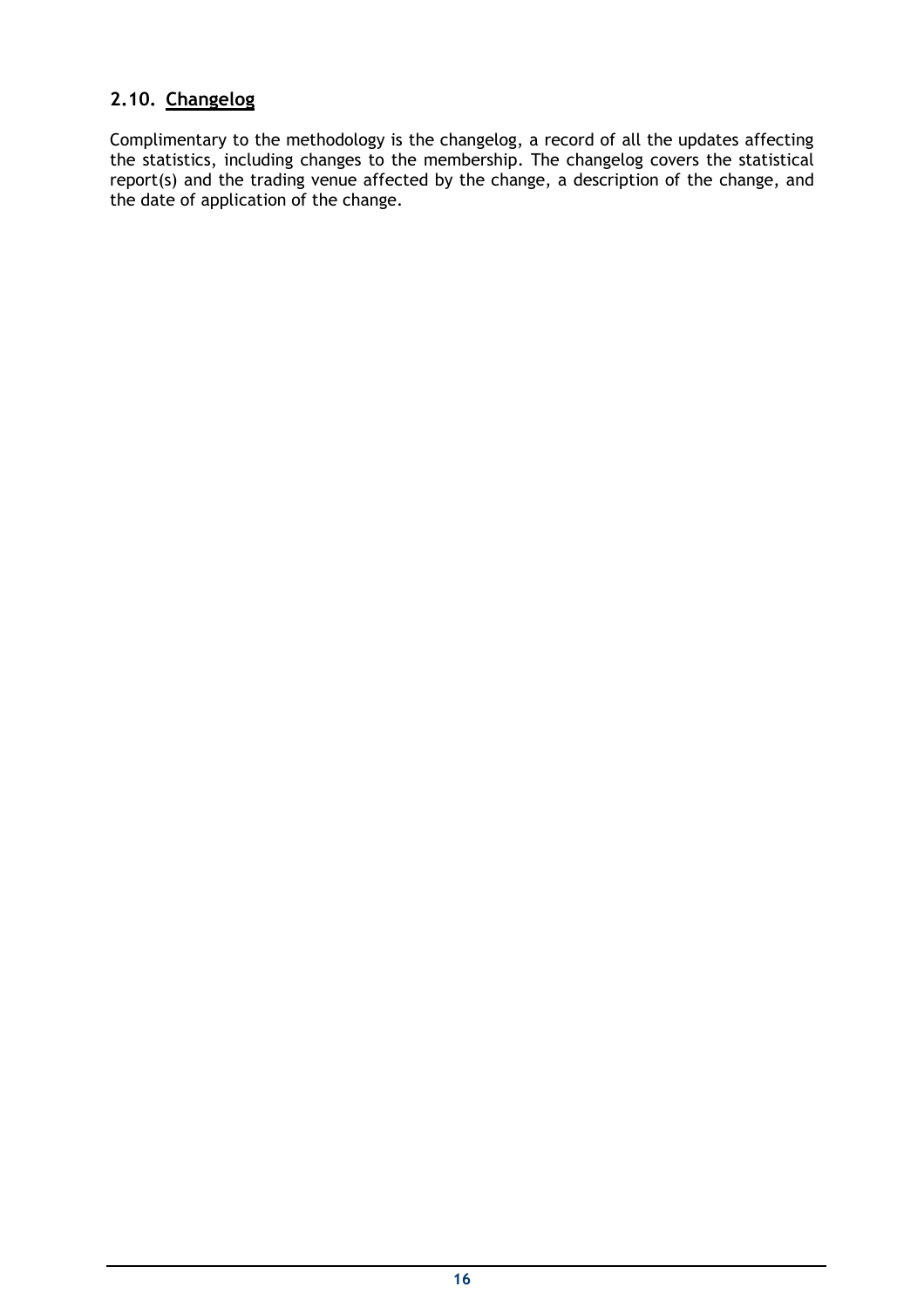## 2.10. <u>Changelog</u>

Complimentary to the methodology is the changelog, a record of all the updates affecting the statistics, including changes to the membership. The changelog covers the statistical report(s) and the trading venue affected by the change, a description of the change, and the date of application of the change.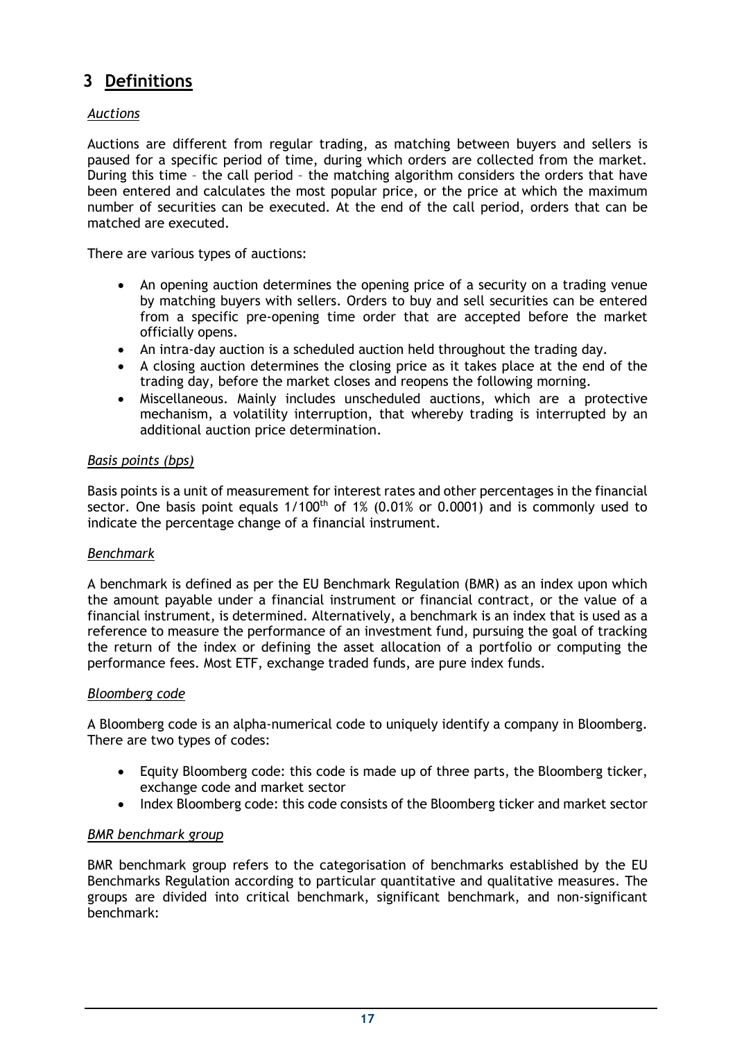# 3 Definitions

*Auctions*

Auctions are different from regular trading, as matching between buyers and sellers is paused for a specific period of time, during which orders are collected from the market. During this time – the call period – the matching algorithm considers the orders that have been entered and calculates the most popular price, or the price at which the maximum number of securities can be executed. At the end of the call period, orders that can be matched are executed.

There are various types of auctions:

- An opening auction determines the opening price of a security on a trading venue by matching buyers with sellers. Orders to buy and sell securities can be entered from a specific pre-opening time order that are accepted before the market officially opens.
- An intra-day auction is a scheduled auction held throughout the trading day.
- A closing auction determines the closing price as it takes place at the end of the trading day, before the market closes and reopens the following morning.
- Miscellaneous. Mainly includes unscheduled auctions, which are a protective mechanism, a volatility interruption, that whereby trading is interrupted by an additional auction price determination.

*Basis points (bps)*

Basis points is a unit of measurement for interest rates and other percentages in the financial sector. One basis point equals 1/100$^{th}$ of 1% (0.01% or 0.0001) and is commonly used to indicate the percentage change of a financial instrument.

*Benchmark*

A benchmark is defined as per the EU Benchmark Regulation (BMR) as an index upon which the amount payable under a financial instrument or financial contract, or the value of a financial instrument, is determined. Alternatively, a benchmark is an index that is used as a reference to measure the performance of an investment fund, pursuing the goal of tracking the return of the index or defining the asset allocation of a portfolio or computing the performance fees. Most ETF, exchange traded funds, are pure index funds.

*Bloomberg code*

A Bloomberg code is an alpha-numerical code to uniquely identify a company in Bloomberg. There are two types of codes:

- Equity Bloomberg code: this code is made up of three parts, the Bloomberg ticker, exchange code and market sector
- Index Bloomberg code: this code consists of the Bloomberg ticker and market sector

*BMR benchmark group*

BMR benchmark group refers to the categorisation of benchmarks established by the EU Benchmarks Regulation according to particular quantitative and qualitative measures. The groups are divided into critical benchmark, significant benchmark, and non-significant benchmark: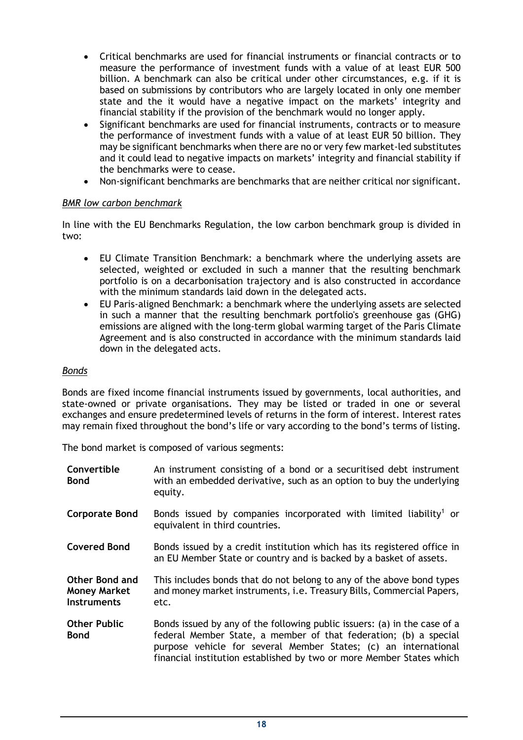- Critical benchmarks are used for financial instruments or financial contracts or to measure the performance of investment funds with a value of at least EUR 500 billion. A benchmark can also be critical under other circumstances, e.g. if it is based on submissions by contributors who are largely located in only one member state and the it would have a negative impact on the markets' integrity and financial stability if the provision of the benchmark would no longer apply.
- Significant benchmarks are used for financial instruments, contracts or to measure the performance of investment funds with a value of at least EUR 50 billion. They may be significant benchmarks when there are no or very few market-led substitutes and it could lead to negative impacts on markets' integrity and financial stability if the benchmarks were to cease.
- Non-significant benchmarks are benchmarks that are neither critical nor significant.

*BMR low carbon benchmark*

In line with the EU Benchmarks Regulation, the low carbon benchmark group is divided in two:

- EU Climate Transition Benchmark: a benchmark where the underlying assets are selected, weighted or excluded in such a manner that the resulting benchmark portfolio is on a decarbonisation trajectory and is also constructed in accordance with the minimum standards laid down in the delegated acts.
- EU Paris-aligned Benchmark: a benchmark where the underlying assets are selected in such a manner that the resulting benchmark portfolio's greenhouse gas (GHG) emissions are aligned with the long-term global warming target of the Paris Climate Agreement and is also constructed in accordance with the minimum standards laid down in the delegated acts.

*Bonds*

Bonds are fixed income financial instruments issued by governments, local authorities, and state-owned or private organisations. They may be listed or traded in one or several exchanges and ensure predetermined levels of returns in the form of interest. Interest rates may remain fixed throughout the bond's life or vary according to the bond's terms of listing.

The bond market is composed of various segments:

| | |
|---|---|
| **Convertible Bond** | An instrument consisting of a bond or a securitised debt instrument with an embedded derivative, such as an option to buy the underlying equity. |
| **Corporate Bond** | Bonds issued by companies incorporated with limited liability[1] or equivalent in third countries. |
| **Covered Bond** | Bonds issued by a credit institution which has its registered office in an EU Member State or country and is backed by a basket of assets. |
| **Other Bond and Money Market Instruments** | This includes bonds that do not belong to any of the above bond types and money market instruments, i.e. Treasury Bills, Commercial Papers, etc. |
| **Other Public Bond** | Bonds issued by any of the following public issuers: (a) in the case of a federal Member State, a member of that federation; (b) a special purpose vehicle for several Member States; (c) an international financial institution established by two or more Member States which |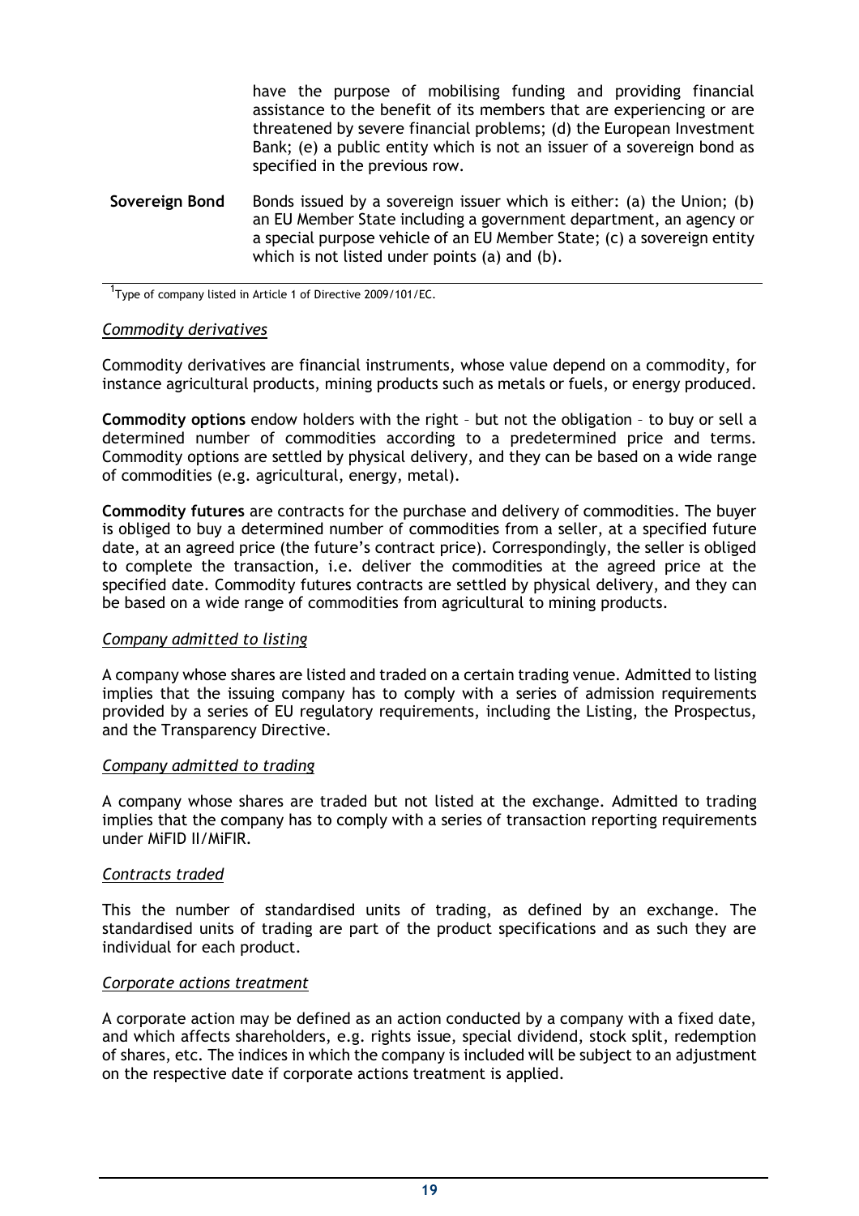| | |
|---|---|
| | have the purpose of mobilising funding and providing financial assistance to the benefit of its members that are experiencing or are threatened by severe financial problems; (d) the European Investment Bank; (e) a public entity which is not an issuer of a sovereign bond as specified in the previous row. |
| **Sovereign Bond** | Bonds issued by a sovereign issuer which is either: (a) the Union; (b) an EU Member State including a government department, an agency or a special purpose vehicle of an EU Member State; (c) a sovereign entity which is not listed under points (a) and (b). |

[1]Type of company listed in Article 1 of Directive 2009/101/EC.

*Commodity derivatives*

Commodity derivatives are financial instruments, whose value depend on a commodity, for instance agricultural products, mining products such as metals or fuels, or energy produced.

**Commodity options** endow holders with the right – but not the obligation – to buy or sell a determined number of commodities according to a predetermined price and terms. Commodity options are settled by physical delivery, and they can be based on a wide range of commodities (e.g. agricultural, energy, metal).

**Commodity futures** are contracts for the purchase and delivery of commodities. The buyer is obliged to buy a determined number of commodities from a seller, at a specified future date, at an agreed price (the future's contract price). Correspondingly, the seller is obliged to complete the transaction, i.e. deliver the commodities at the agreed price at the specified date. Commodity futures contracts are settled by physical delivery, and they can be based on a wide range of commodities from agricultural to mining products.

*Company admitted to listing*

A company whose shares are listed and traded on a certain trading venue. Admitted to listing implies that the issuing company has to comply with a series of admission requirements provided by a series of EU regulatory requirements, including the Listing, the Prospectus, and the Transparency Directive.

*Company admitted to trading*

A company whose shares are traded but not listed at the exchange. Admitted to trading implies that the company has to comply with a series of transaction reporting requirements under MiFID II/MiFIR.

*Contracts traded*

This the number of standardised units of trading, as defined by an exchange. The standardised units of trading are part of the product specifications and as such they are individual for each product.

*Corporate actions treatment*

A corporate action may be defined as an action conducted by a company with a fixed date, and which affects shareholders, e.g. rights issue, special dividend, stock split, redemption of shares, etc. The indices in which the company is included will be subject to an adjustment on the respective date if corporate actions treatment is applied.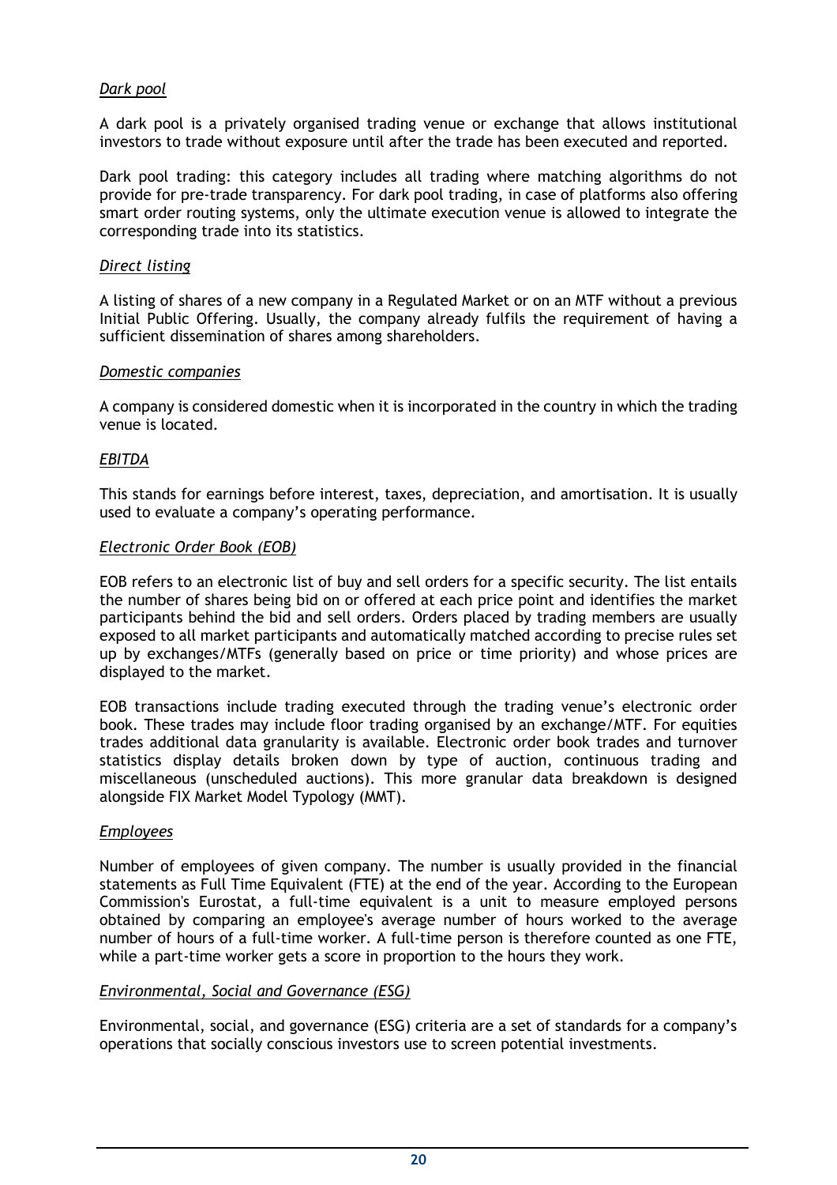*Dark pool*

A dark pool is a privately organised trading venue or exchange that allows institutional investors to trade without exposure until after the trade has been executed and reported.

Dark pool trading: this category includes all trading where matching algorithms do not provide for pre-trade transparency. For dark pool trading, in case of platforms also offering smart order routing systems, only the ultimate execution venue is allowed to integrate the corresponding trade into its statistics.

*Direct listing*

A listing of shares of a new company in a Regulated Market or on an MTF without a previous Initial Public Offering. Usually, the company already fulfils the requirement of having a sufficient dissemination of shares among shareholders.

*Domestic companies*

A company is considered domestic when it is incorporated in the country in which the trading venue is located.

*EBITDA*

This stands for earnings before interest, taxes, depreciation, and amortisation. It is usually used to evaluate a company's operating performance.

*Electronic Order Book (EOB)*

EOB refers to an electronic list of buy and sell orders for a specific security. The list entails the number of shares being bid on or offered at each price point and identifies the market participants behind the bid and sell orders. Orders placed by trading members are usually exposed to all market participants and automatically matched according to precise rules set up by exchanges/MTFs (generally based on price or time priority) and whose prices are displayed to the market.

EOB transactions include trading executed through the trading venue's electronic order book. These trades may include floor trading organised by an exchange/MTF. For equities trades additional data granularity is available. Electronic order book trades and turnover statistics display details broken down by type of auction, continuous trading and miscellaneous (unscheduled auctions). This more granular data breakdown is designed alongside FIX Market Model Typology (MMT).

*Employees*

Number of employees of given company. The number is usually provided in the financial statements as Full Time Equivalent (FTE) at the end of the year. According to the European Commission's Eurostat, a full-time equivalent is a unit to measure employed persons obtained by comparing an employee's average number of hours worked to the average number of hours of a full-time worker. A full-time person is therefore counted as one FTE, while a part-time worker gets a score in proportion to the hours they work.

*Environmental, Social and Governance (ESG)*

Environmental, social, and governance (ESG) criteria are a set of standards for a company's operations that socially conscious investors use to screen potential investments.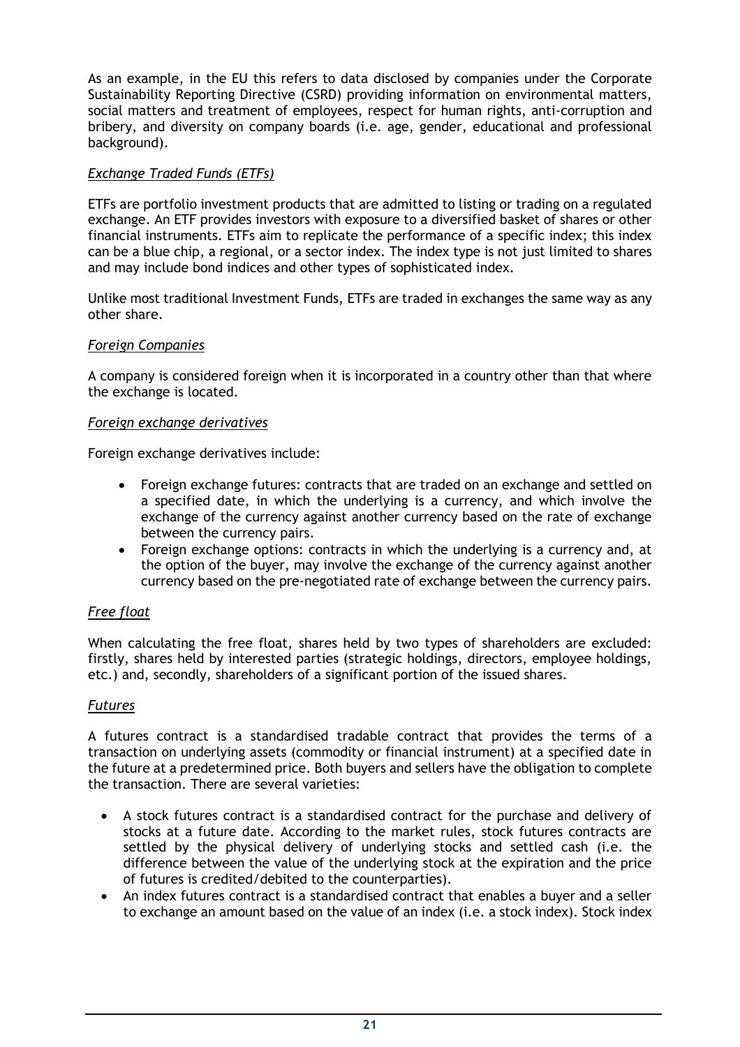As an example, in the EU this refers to data disclosed by companies under the Corporate Sustainability Reporting Directive (CSRD) providing information on environmental matters, social matters and treatment of employees, respect for human rights, anti-corruption and bribery, and diversity on company boards (i.e. age, gender, educational and professional background).

*Exchange Traded Funds (ETFs)*

ETFs are portfolio investment products that are admitted to listing or trading on a regulated exchange. An ETF provides investors with exposure to a diversified basket of shares or other financial instruments. ETFs aim to replicate the performance of a specific index; this index can be a blue chip, a regional, or a sector index. The index type is not just limited to shares and may include bond indices and other types of sophisticated index.

Unlike most traditional Investment Funds, ETFs are traded in exchanges the same way as any other share.

*Foreign Companies*

A company is considered foreign when it is incorporated in a country other than that where the exchange is located.

*Foreign exchange derivatives*

Foreign exchange derivatives include:

- Foreign exchange futures: contracts that are traded on an exchange and settled on a specified date, in which the underlying is a currency, and which involve the exchange of the currency against another currency based on the rate of exchange between the currency pairs.
- Foreign exchange options: contracts in which the underlying is a currency and, at the option of the buyer, may involve the exchange of the currency against another currency based on the pre-negotiated rate of exchange between the currency pairs.

*Free float*

When calculating the free float, shares held by two types of shareholders are excluded: firstly, shares held by interested parties (strategic holdings, directors, employee holdings, etc.) and, secondly, shareholders of a significant portion of the issued shares.

*Futures*

A futures contract is a standardised tradable contract that provides the terms of a transaction on underlying assets (commodity or financial instrument) at a specified date in the future at a predetermined price. Both buyers and sellers have the obligation to complete the transaction. There are several varieties:

- A stock futures contract is a standardised contract for the purchase and delivery of stocks at a future date. According to the market rules, stock futures contracts are settled by the physical delivery of underlying stocks and settled cash (i.e. the difference between the value of the underlying stock at the expiration and the price of futures is credited/debited to the counterparties).
- An index futures contract is a standardised contract that enables a buyer and a seller to exchange an amount based on the value of an index (i.e. a stock index). Stock index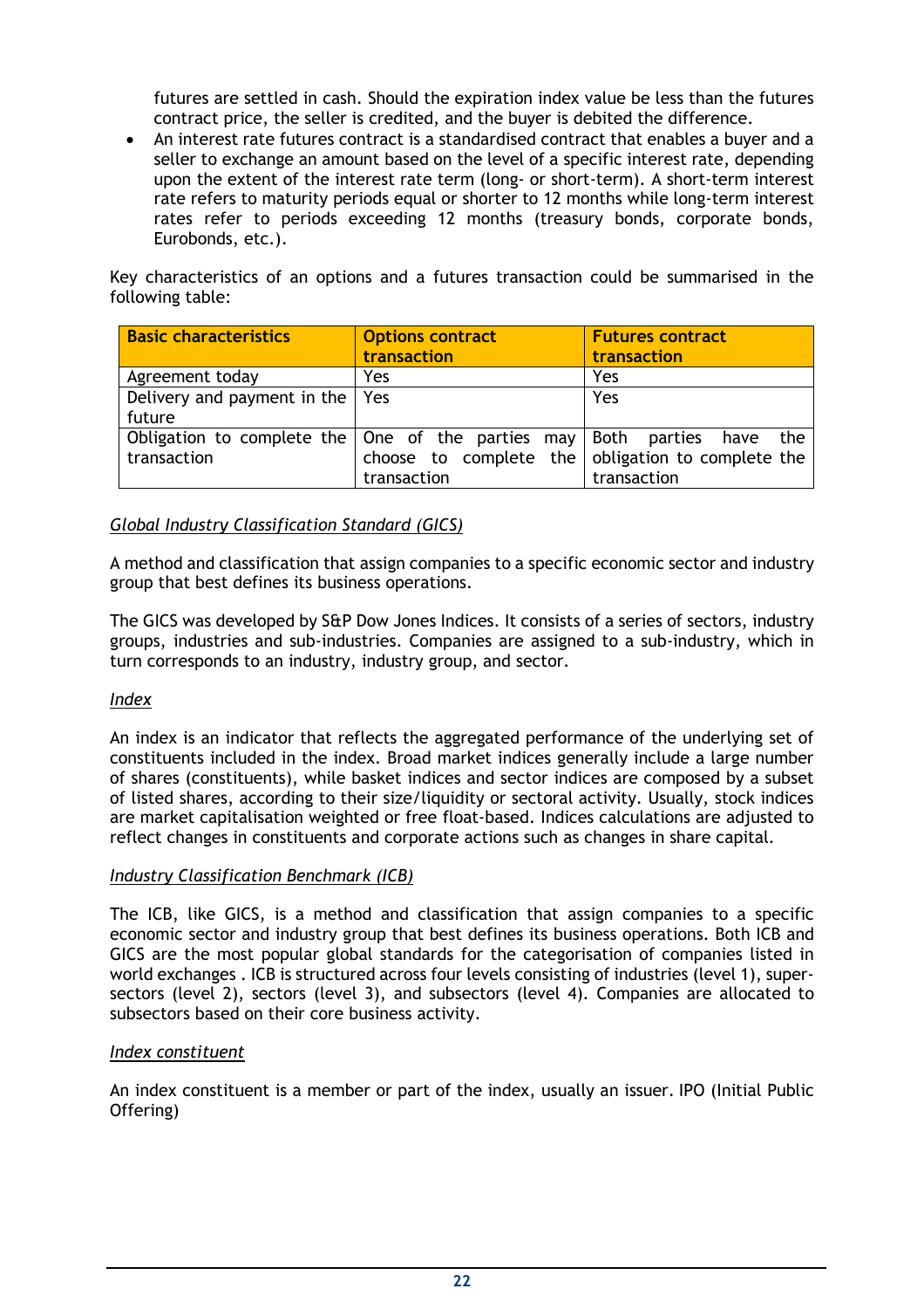futures are settled in cash. Should the expiration index value be less than the futures contract price, the seller is credited, and the buyer is debited the difference.

- An interest rate futures contract is a standardised contract that enables a buyer and a seller to exchange an amount based on the level of a specific interest rate, depending upon the extent of the interest rate term (long- or short-term). A short-term interest rate refers to maturity periods equal or shorter to 12 months while long-term interest rates refer to periods exceeding 12 months (treasury bonds, corporate bonds, Eurobonds, etc.).

Key characteristics of an options and a futures transaction could be summarised in the following table:

| Basic characteristics | Options contract transaction | Futures contract transaction |
|---|---|---|
| Agreement today | Yes | Yes |
| Delivery and payment in the future | Yes | Yes |
| Obligation to complete the transaction | One of the parties may choose to complete the transaction | Both parties have the obligation to complete the transaction |

*Global Industry Classification Standard (GICS)*

A method and classification that assign companies to a specific economic sector and industry group that best defines its business operations.

The GICS was developed by S&P Dow Jones Indices. It consists of a series of sectors, industry groups, industries and sub-industries. Companies are assigned to a sub-industry, which in turn corresponds to an industry, industry group, and sector.

*Index*

An index is an indicator that reflects the aggregated performance of the underlying set of constituents included in the index. Broad market indices generally include a large number of shares (constituents), while basket indices and sector indices are composed by a subset of listed shares, according to their size/liquidity or sectoral activity. Usually, stock indices are market capitalisation weighted or free float-based. Indices calculations are adjusted to reflect changes in constituents and corporate actions such as changes in share capital.

*Industry Classification Benchmark (ICB)*

The ICB, like GICS, is a method and classification that assign companies to a specific economic sector and industry group that best defines its business operations. Both ICB and GICS are the most popular global standards for the categorisation of companies listed in world exchanges . ICB is structured across four levels consisting of industries (level 1), super-sectors (level 2), sectors (level 3), and subsectors (level 4). Companies are allocated to subsectors based on their core business activity.

*Index constituent*

An index constituent is a member or part of the index, usually an issuer. IPO (Initial Public Offering)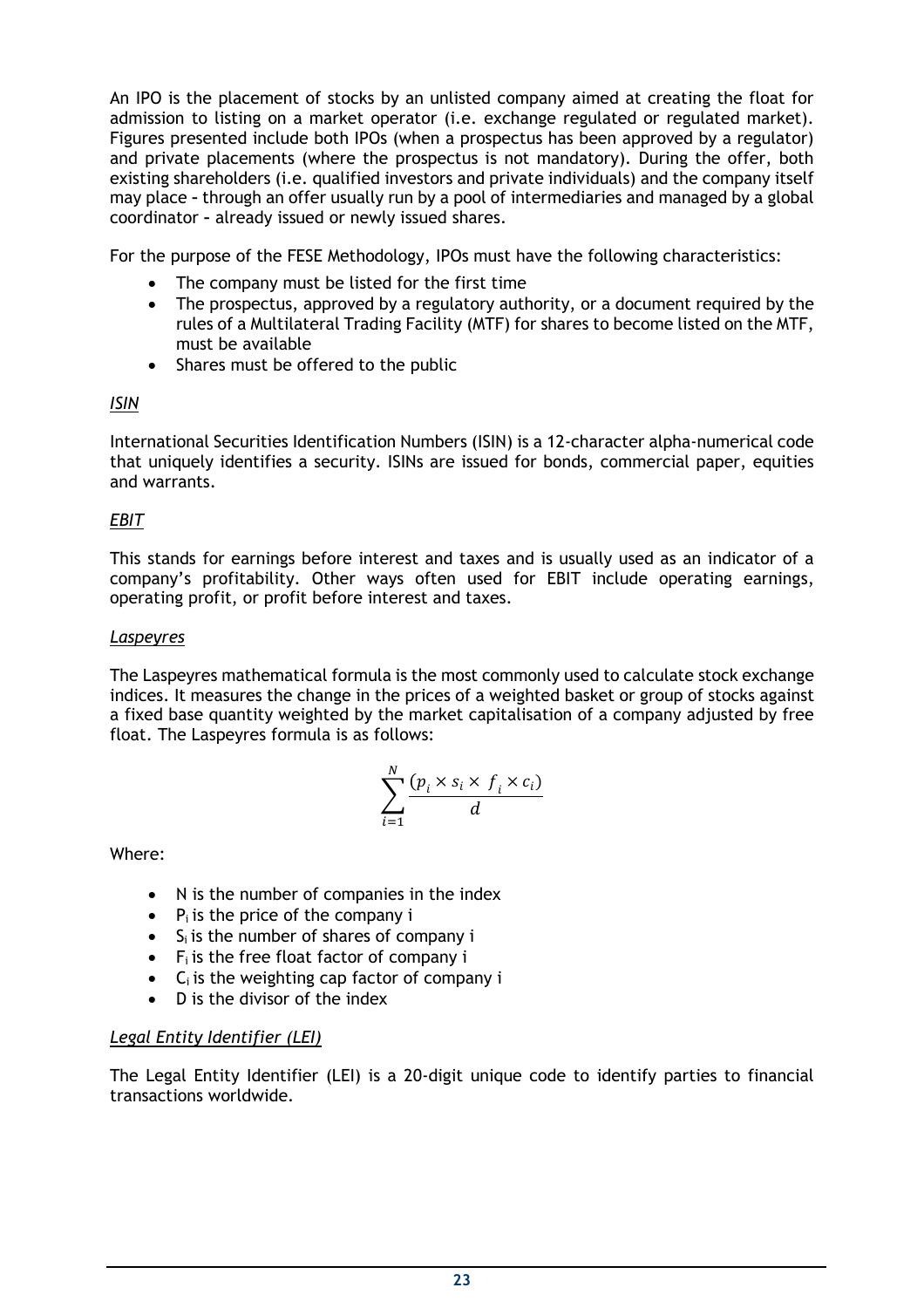An IPO is the placement of stocks by an unlisted company aimed at creating the float for admission to listing on a market operator (i.e. exchange regulated or regulated market). Figures presented include both IPOs (when a prospectus has been approved by a regulator) and private placements (where the prospectus is not mandatory). During the offer, both existing shareholders (i.e. qualified investors and private individuals) and the company itself may place - through an offer usually run by a pool of intermediaries and managed by a global coordinator - already issued or newly issued shares.

For the purpose of the FESE Methodology, IPOs must have the following characteristics:

- The company must be listed for the first time
- The prospectus, approved by a regulatory authority, or a document required by the rules of a Multilateral Trading Facility (MTF) for shares to become listed on the MTF, must be available
- Shares must be offered to the public

### *ISIN*

International Securities Identification Numbers (ISIN) is a 12-character alpha-numerical code that uniquely identifies a security. ISINs are issued for bonds, commercial paper, equities and warrants.

### *EBIT*

This stands for earnings before interest and taxes and is usually used as an indicator of a company's profitability. Other ways often used for EBIT include operating earnings, operating profit, or profit before interest and taxes.

### *Laspeyres*

The Laspeyres mathematical formula is the most commonly used to calculate stock exchange indices. It measures the change in the prices of a weighted basket or group of stocks against a fixed base quantity weighted by the market capitalisation of a company adjusted by free float. The Laspeyres formula is as follows:

$$\sum_{i=1}^{N} \frac{(p_i \times s_i \times f_i \times c_i)}{d}$$

Where:

- N is the number of companies in the index
- $P_i$ is the price of the company i
- $S_i$ is the number of shares of company i
- $F_i$ is the free float factor of company i
- $C_i$ is the weighting cap factor of company i
- D is the divisor of the index

### *Legal Entity Identifier (LEI)*

The Legal Entity Identifier (LEI) is a 20-digit unique code to identify parties to financial transactions worldwide.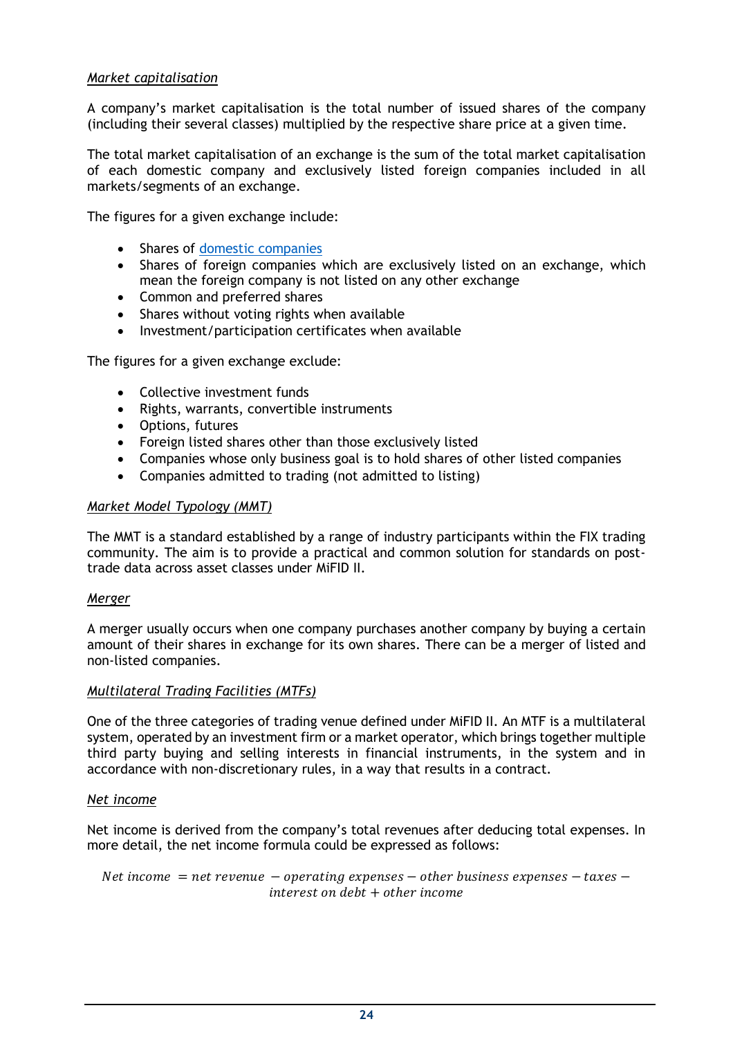*Market capitalisation*

A company's market capitalisation is the total number of issued shares of the company (including their several classes) multiplied by the respective share price at a given time.

The total market capitalisation of an exchange is the sum of the total market capitalisation of each domestic company and exclusively listed foreign companies included in all markets/segments of an exchange.

The figures for a given exchange include:

- Shares of domestic companies
- Shares of foreign companies which are exclusively listed on an exchange, which mean the foreign company is not listed on any other exchange
- Common and preferred shares
- Shares without voting rights when available
- Investment/participation certificates when available

The figures for a given exchange exclude:

- Collective investment funds
- Rights, warrants, convertible instruments
- Options, futures
- Foreign listed shares other than those exclusively listed
- Companies whose only business goal is to hold shares of other listed companies
- Companies admitted to trading (not admitted to listing)

*Market Model Typology (MMT)*

The MMT is a standard established by a range of industry participants within the FIX trading community. The aim is to provide a practical and common solution for standards on post-trade data across asset classes under MiFID II.

*Merger*

A merger usually occurs when one company purchases another company by buying a certain amount of their shares in exchange for its own shares. There can be a merger of listed and non-listed companies.

*Multilateral Trading Facilities (MTFs)*

One of the three categories of trading venue defined under MiFID II. An MTF is a multilateral system, operated by an investment firm or a market operator, which brings together multiple third party buying and selling interests in financial instruments, in the system and in accordance with non-discretionary rules, in a way that results in a contract.

*Net income*

Net income is derived from the company's total revenues after deducing total expenses. In more detail, the net income formula could be expressed as follows:

$$Net\ income\ = net\ revenue\ - operating\ expenses - other\ business\ expenses - taxes - interest\ on\ debt + other\ income$$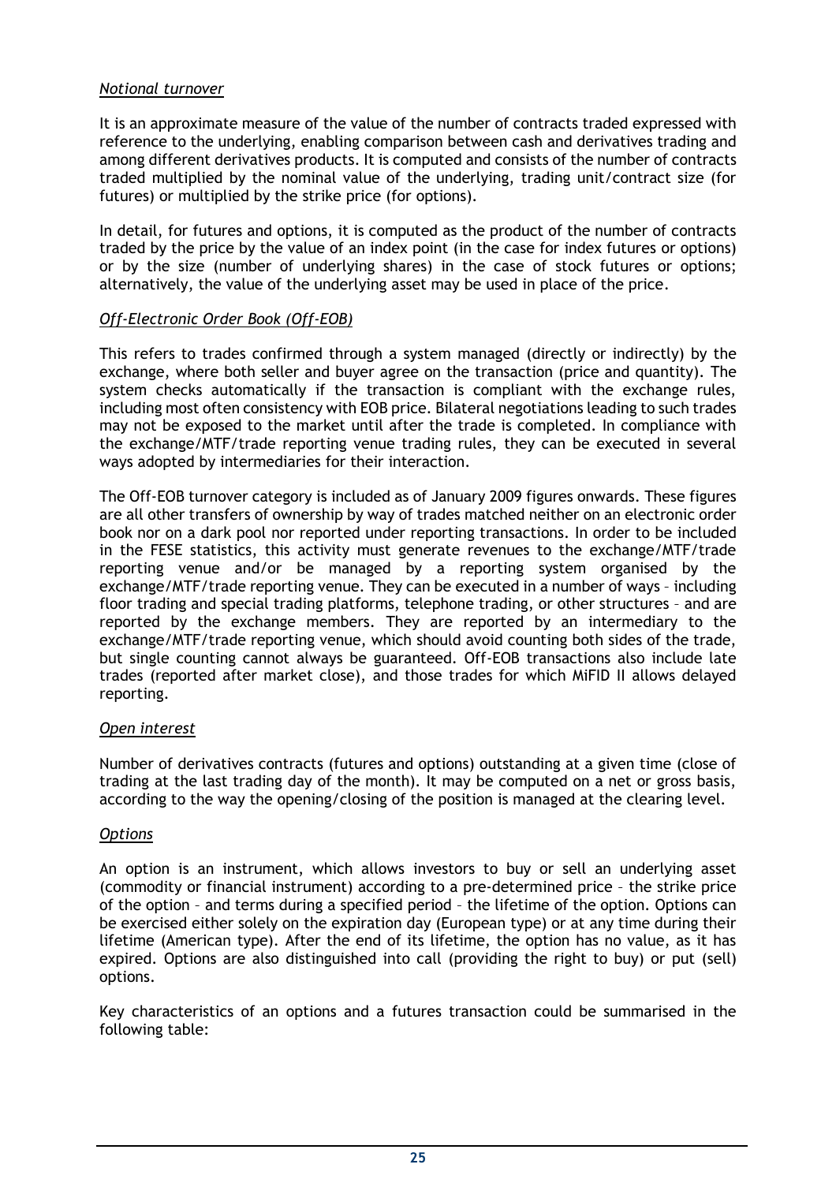*Notional turnover*

It is an approximate measure of the value of the number of contracts traded expressed with reference to the underlying, enabling comparison between cash and derivatives trading and among different derivatives products. It is computed and consists of the number of contracts traded multiplied by the nominal value of the underlying, trading unit/contract size (for futures) or multiplied by the strike price (for options).

In detail, for futures and options, it is computed as the product of the number of contracts traded by the price by the value of an index point (in the case for index futures or options) or by the size (number of underlying shares) in the case of stock futures or options; alternatively, the value of the underlying asset may be used in place of the price.

*Off-Electronic Order Book (Off-EOB)*

This refers to trades confirmed through a system managed (directly or indirectly) by the exchange, where both seller and buyer agree on the transaction (price and quantity). The system checks automatically if the transaction is compliant with the exchange rules, including most often consistency with EOB price. Bilateral negotiations leading to such trades may not be exposed to the market until after the trade is completed. In compliance with the exchange/MTF/trade reporting venue trading rules, they can be executed in several ways adopted by intermediaries for their interaction.

The Off-EOB turnover category is included as of January 2009 figures onwards. These figures are all other transfers of ownership by way of trades matched neither on an electronic order book nor on a dark pool nor reported under reporting transactions. In order to be included in the FESE statistics, this activity must generate revenues to the exchange/MTF/trade reporting venue and/or be managed by a reporting system organised by the exchange/MTF/trade reporting venue. They can be executed in a number of ways – including floor trading and special trading platforms, telephone trading, or other structures – and are reported by the exchange members. They are reported by an intermediary to the exchange/MTF/trade reporting venue, which should avoid counting both sides of the trade, but single counting cannot always be guaranteed. Off-EOB transactions also include late trades (reported after market close), and those trades for which MiFID II allows delayed reporting.

*Open interest*

Number of derivatives contracts (futures and options) outstanding at a given time (close of trading at the last trading day of the month). It may be computed on a net or gross basis, according to the way the opening/closing of the position is managed at the clearing level.

*Options*

An option is an instrument, which allows investors to buy or sell an underlying asset (commodity or financial instrument) according to a pre-determined price – the strike price of the option – and terms during a specified period – the lifetime of the option. Options can be exercised either solely on the expiration day (European type) or at any time during their lifetime (American type). After the end of its lifetime, the option has no value, as it has expired. Options are also distinguished into call (providing the right to buy) or put (sell) options.

Key characteristics of an options and a futures transaction could be summarised in the following table: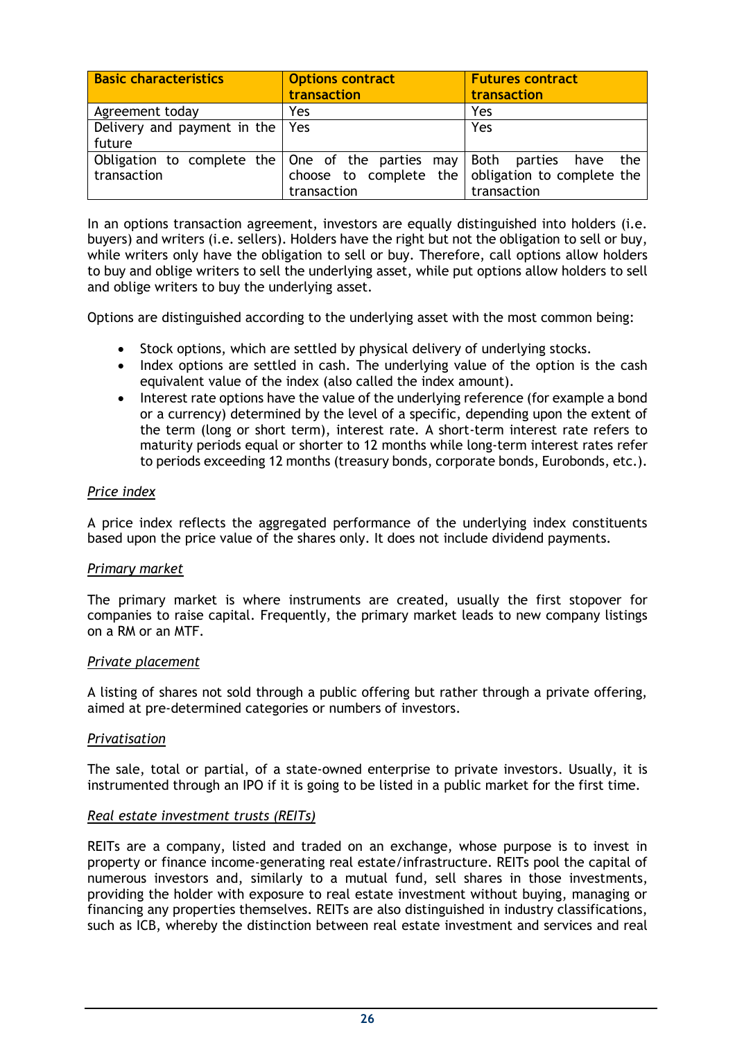| Basic characteristics | Options contract transaction | Futures contract transaction |
|---|---|---|
| Agreement today | Yes | Yes |
| Delivery and payment in the future | Yes | Yes |
| Obligation to complete the transaction | One of the parties may choose to complete the transaction | Both parties have the obligation to complete the transaction |

In an options transaction agreement, investors are equally distinguished into holders (i.e. buyers) and writers (i.e. sellers). Holders have the right but not the obligation to sell or buy, while writers only have the obligation to sell or buy. Therefore, call options allow holders to buy and oblige writers to sell the underlying asset, while put options allow holders to sell and oblige writers to buy the underlying asset.

Options are distinguished according to the underlying asset with the most common being:

- Stock options, which are settled by physical delivery of underlying stocks.
- Index options are settled in cash. The underlying value of the option is the cash equivalent value of the index (also called the index amount).
- Interest rate options have the value of the underlying reference (for example a bond or a currency) determined by the level of a specific, depending upon the extent of the term (long or short term), interest rate. A short-term interest rate refers to maturity periods equal or shorter to 12 months while long-term interest rates refer to periods exceeding 12 months (treasury bonds, corporate bonds, Eurobonds, etc.).

*Price index*

A price index reflects the aggregated performance of the underlying index constituents based upon the price value of the shares only. It does not include dividend payments.

*Primary market*

The primary market is where instruments are created, usually the first stopover for companies to raise capital. Frequently, the primary market leads to new company listings on a RM or an MTF.

*Private placement*

A listing of shares not sold through a public offering but rather through a private offering, aimed at pre-determined categories or numbers of investors.

*Privatisation*

The sale, total or partial, of a state-owned enterprise to private investors. Usually, it is instrumented through an IPO if it is going to be listed in a public market for the first time.

*Real estate investment trusts (REITs)*

REITs are a company, listed and traded on an exchange, whose purpose is to invest in property or finance income-generating real estate/infrastructure. REITs pool the capital of numerous investors and, similarly to a mutual fund, sell shares in those investments, providing the holder with exposure to real estate investment without buying, managing or financing any properties themselves. REITs are also distinguished in industry classifications, such as ICB, whereby the distinction between real estate investment and services and real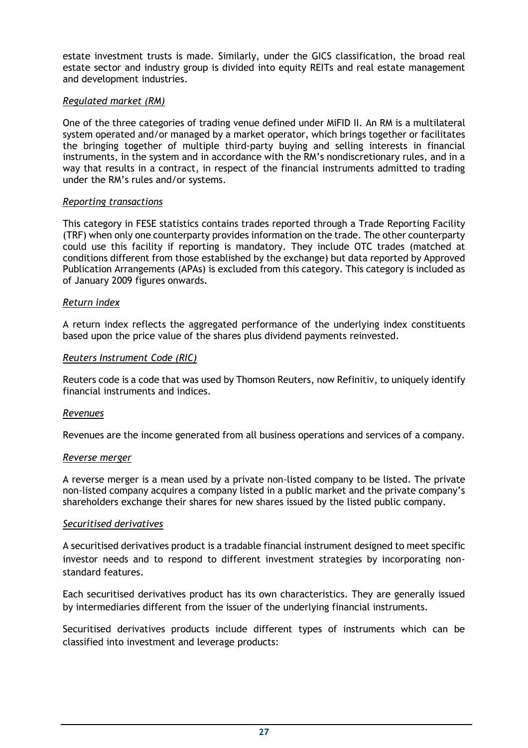estate investment trusts is made. Similarly, under the GICS classification, the broad real estate sector and industry group is divided into equity REITs and real estate management and development industries.

*Regulated market (RM)*

One of the three categories of trading venue defined under MiFID II. An RM is a multilateral system operated and/or managed by a market operator, which brings together or facilitates the bringing together of multiple third-party buying and selling interests in financial instruments, in the system and in accordance with the RM's nondiscretionary rules, and in a way that results in a contract, in respect of the financial instruments admitted to trading under the RM's rules and/or systems.

*Reporting transactions*

This category in FESE statistics contains trades reported through a Trade Reporting Facility (TRF) when only one counterparty provides information on the trade. The other counterparty could use this facility if reporting is mandatory. They include OTC trades (matched at conditions different from those established by the exchange) but data reported by Approved Publication Arrangements (APAs) is excluded from this category. This category is included as of January 2009 figures onwards.

*Return index*

A return index reflects the aggregated performance of the underlying index constituents based upon the price value of the shares plus dividend payments reinvested.

*Reuters Instrument Code (RIC)*

Reuters code is a code that was used by Thomson Reuters, now Refinitiv, to uniquely identify financial instruments and indices.

*Revenues*

Revenues are the income generated from all business operations and services of a company.

*Reverse merger*

A reverse merger is a mean used by a private non-listed company to be listed. The private non-listed company acquires a company listed in a public market and the private company's shareholders exchange their shares for new shares issued by the listed public company.

*Securitised derivatives*

A securitised derivatives product is a tradable financial instrument designed to meet specific investor needs and to respond to different investment strategies by incorporating non-standard features.

Each securitised derivatives product has its own characteristics. They are generally issued by intermediaries different from the issuer of the underlying financial instruments.

Securitised derivatives products include different types of instruments which can be classified into investment and leverage products: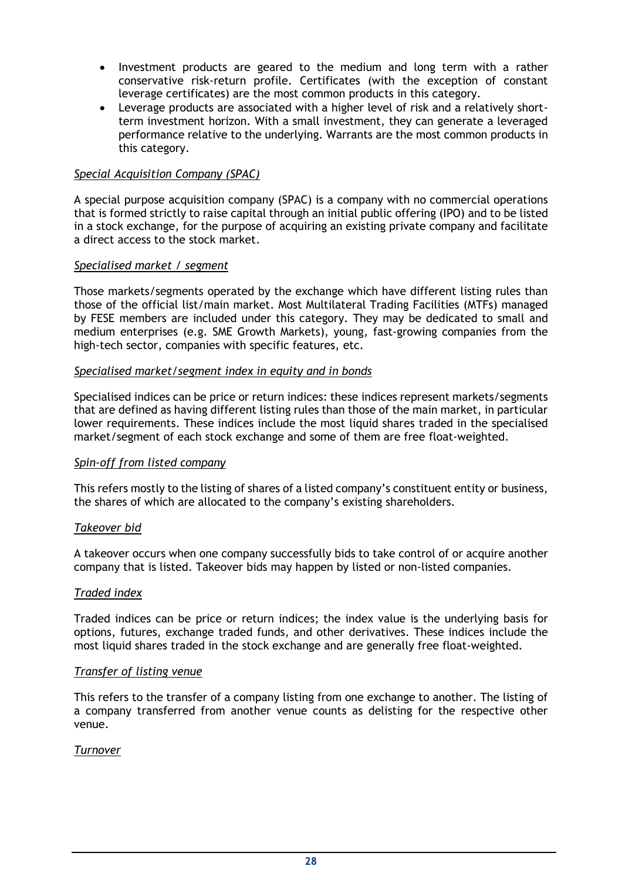- Investment products are geared to the medium and long term with a rather conservative risk-return profile. Certificates (with the exception of constant leverage certificates) are the most common products in this category.
- Leverage products are associated with a higher level of risk and a relatively short-term investment horizon. With a small investment, they can generate a leveraged performance relative to the underlying. Warrants are the most common products in this category.

*Special Acquisition Company (SPAC)*

A special purpose acquisition company (SPAC) is a company with no commercial operations that is formed strictly to raise capital through an initial public offering (IPO) and to be listed in a stock exchange, for the purpose of acquiring an existing private company and facilitate a direct access to the stock market.

*Specialised market / segment*

Those markets/segments operated by the exchange which have different listing rules than those of the official list/main market. Most Multilateral Trading Facilities (MTFs) managed by FESE members are included under this category. They may be dedicated to small and medium enterprises (e.g. SME Growth Markets), young, fast-growing companies from the high-tech sector, companies with specific features, etc.

*Specialised market/segment index in equity and in bonds*

Specialised indices can be price or return indices: these indices represent markets/segments that are defined as having different listing rules than those of the main market, in particular lower requirements. These indices include the most liquid shares traded in the specialised market/segment of each stock exchange and some of them are free float-weighted.

*Spin-off from listed company*

This refers mostly to the listing of shares of a listed company's constituent entity or business, the shares of which are allocated to the company's existing shareholders.

*Takeover bid*

A takeover occurs when one company successfully bids to take control of or acquire another company that is listed. Takeover bids may happen by listed or non-listed companies.

*Traded index*

Traded indices can be price or return indices; the index value is the underlying basis for options, futures, exchange traded funds, and other derivatives. These indices include the most liquid shares traded in the stock exchange and are generally free float-weighted.

*Transfer of listing venue*

This refers to the transfer of a company listing from one exchange to another. The listing of a company transferred from another venue counts as delisting for the respective other venue.

*Turnover*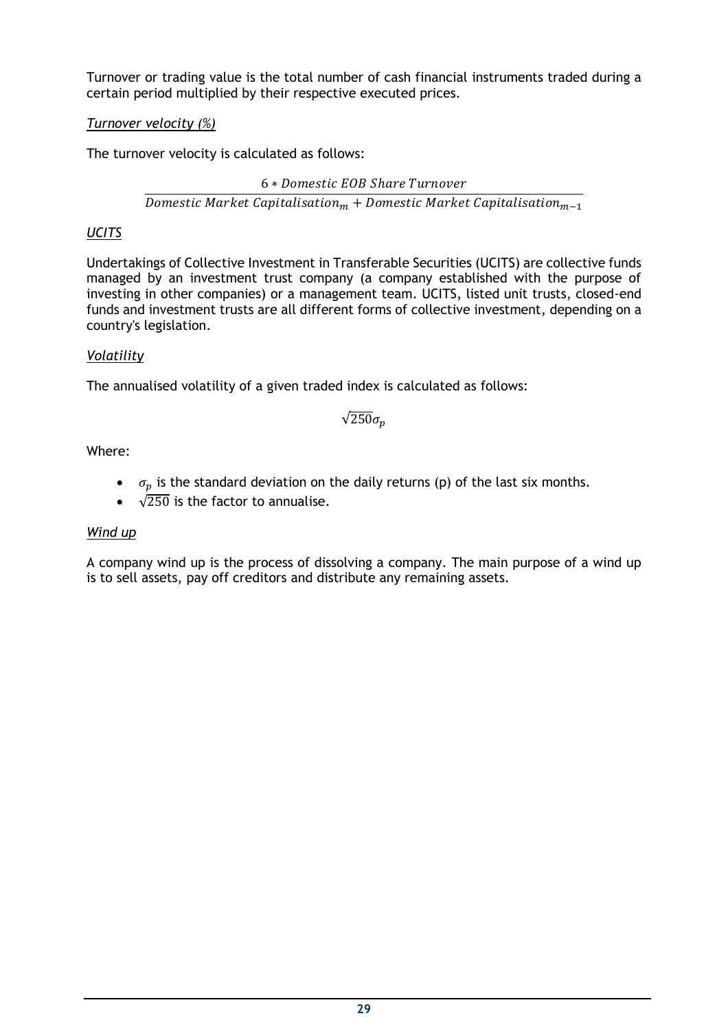Turnover or trading value is the total number of cash financial instruments traded during a certain period multiplied by their respective executed prices.

*Turnover velocity (%)*

The turnover velocity is calculated as follows:

$$\frac{6 * Domestic\ EOB\ Share\ Turnover}{Domestic\ Market\ Capitalisation_m + Domestic\ Market\ Capitalisation_{m-1}}$$

*UCITS*

Undertakings of Collective Investment in Transferable Securities (UCITS) are collective funds managed by an investment trust company (a company established with the purpose of investing in other companies) or a management team. UCITS, listed unit trusts, closed-end funds and investment trusts are all different forms of collective investment, depending on a country's legislation.

*Volatility*

The annualised volatility of a given traded index is calculated as follows:

$$\sqrt{250}\sigma_p$$

Where:

- $\sigma_p$ is the standard deviation on the daily returns (p) of the last six months.
- $\sqrt{250}$ is the factor to annualise.

*Wind up*

A company wind up is the process of dissolving a company. The main purpose of a wind up is to sell assets, pay off creditors and distribute any remaining assets.